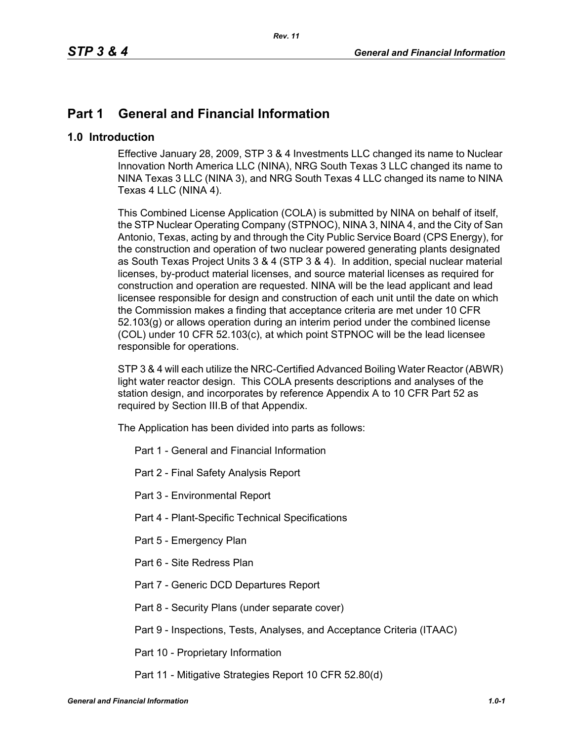# Part 1 General and Financial Information

## 1.0 Introduction

Effective January 28, 2009, STP 3 & 4 Investments LLC changed its name to Nuclear Innovation North America LLC (NINA), NRG South Texas 3 LLC changed its name to NINA Texas 3 LLC (NINA 3), and NRG South Texas 4 LLC changed its name to NINA Texas 4 LLC (NINA 4).

This Combined License Application (COLA) is submitted by NINA on behalf of itself, the STP Nuclear Operating Company (STPNOC), NINA 3, NINA 4, and the City of San Antonio, Texas, acting by and through the City Public Service Board (CPS Energy), for the construction and operation of two nuclear powered generating plants designated as South Texas Project Units 3 & 4 (STP 3 & 4). In addition, special nuclear material licenses, by-product material licenses, and source material licenses as required for construction and operation are requested. NINA will be the lead applicant and lead licensee responsible for design and construction of each unit until the date on which the Commission makes a finding that acceptance criteria are met under 10 CFR 52.103(g) or allows operation during an interim period under the combined license (COL) under 10 CFR 52.103(c), at which point STPNOC will be the lead licensee responsible for operations.

STP 3 & 4 will each utilize the NRC-Certified Advanced Boiling Water Reactor (ABWR) light water reactor design. This COLA presents descriptions and analyses of the station design, and incorporates by reference Appendix A to 10 CFR Part 52 as required by Section III.B of that Appendix.

The Application has been divided into parts as follows:

- Part 1 - General and Financial Information
- Part 2 - Final Safety Analysis Report
- Part 3 - Environmental Report
- Part 4 - Plant-Specific Technical Specifications
- Part 5 - Emergency Plan
- Part 6 - Site Redress Plan
- Part 7 - Generic DCD Departures Report
- Part 8 - Security Plans (under separate cover)
- Part 9 - Inspections, Tests, Analyses, and Acceptance Criteria (ITAAC)
- Part 10 - Proprietary Information
- Part 11 - Mitigative Strategies Report 10 CFR 52.80(d)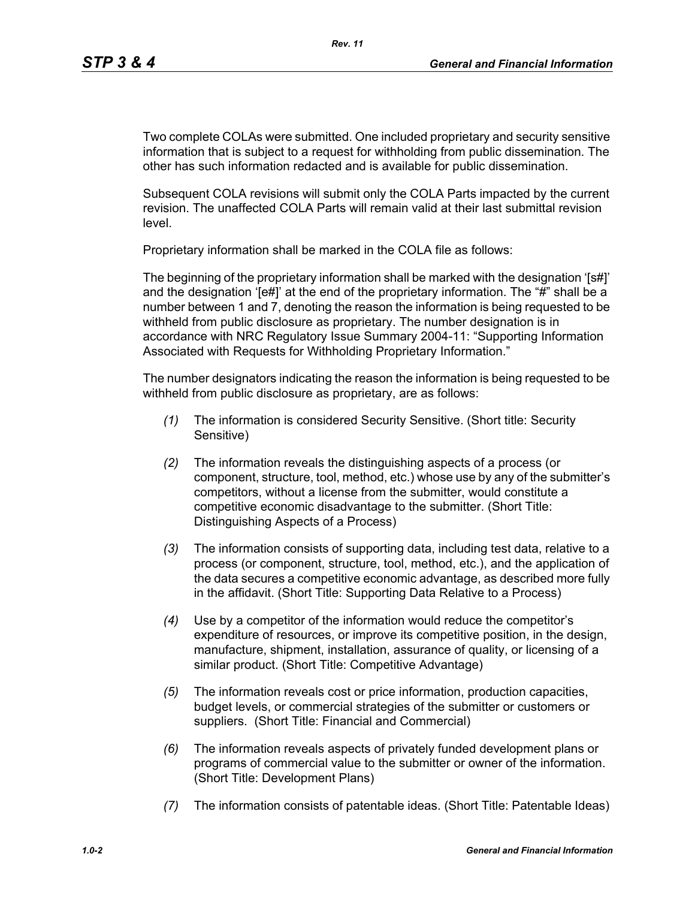Two complete COLAs were submitted. One included proprietary and security sensitive information that is subject to a request for withholding from public dissemination. The other has such information redacted and is available for public dissemination.

Subsequent COLA revisions will submit only the COLA Parts impacted by the current revision. The unaffected COLA Parts will remain valid at their last submittal revision level.

Proprietary information shall be marked in the COLA file as follows:

The beginning of the proprietary information shall be marked with the designation '[s#]' and the designation '[e#]' at the end of the proprietary information. The "#" shall be a number between 1 and 7, denoting the reason the information is being requested to be withheld from public disclosure as proprietary. The number designation is in accordance with NRC Regulatory Issue Summary 2004-11: "Supporting Information Associated with Requests for Withholding Proprietary Information."

The number designators indicating the reason the information is being requested to be withheld from public disclosure as proprietary, are as follows:

*(1)* The information is considered Security Sensitive. (Short title: Security Sensitive)

*(2)* The information reveals the distinguishing aspects of a process (or component, structure, tool, method, etc.) whose use by any of the submitter's competitors, without a license from the submitter, would constitute a competitive economic disadvantage to the submitter. (Short Title: Distinguishing Aspects of a Process)

*(3)* The information consists of supporting data, including test data, relative to a process (or component, structure, tool, method, etc.), and the application of the data secures a competitive economic advantage, as described more fully in the affidavit. (Short Title: Supporting Data Relative to a Process)

*(4)* Use by a competitor of the information would reduce the competitor's expenditure of resources, or improve its competitive position, in the design, manufacture, shipment, installation, assurance of quality, or licensing of a similar product. (Short Title: Competitive Advantage)

*(5)* The information reveals cost or price information, production capacities, budget levels, or commercial strategies of the submitter or customers or suppliers. (Short Title: Financial and Commercial)

*(6)* The information reveals aspects of privately funded development plans or programs of commercial value to the submitter or owner of the information. (Short Title: Development Plans)

*(7)* The information consists of patentable ideas. (Short Title: Patentable Ideas)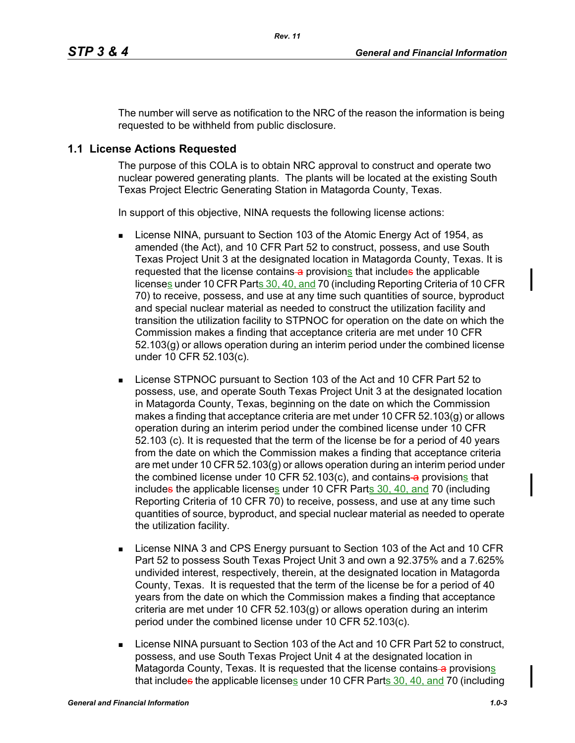The number will serve as notification to the NRC of the reason the information is being requested to be withheld from public disclosure.

## 1.1 License Actions Requested

The purpose of this COLA is to obtain NRC approval to construct and operate two nuclear powered generating plants. The plants will be located at the existing South Texas Project Electric Generating Station in Matagorda County, Texas.

In support of this objective, NINA requests the following license actions:

- License NINA, pursuant to Section 103 of the Atomic Energy Act of 1954, as amended (the Act), and 10 CFR Part 52 to construct, possess, and use South Texas Project Unit 3 at the designated location in Matagorda County, Texas. It is requested that the license contains a provisions that includes the applicable licenses under 10 CFR Parts 30, 40, and 70 (including Reporting Criteria of 10 CFR 70) to receive, possess, and use at any time such quantities of source, byproduct and special nuclear material as needed to construct the utilization facility and transition the utilization facility to STPNOC for operation on the date on which the Commission makes a finding that acceptance criteria are met under 10 CFR 52.103(g) or allows operation during an interim period under the combined license under 10 CFR 52.103(c).

- License STPNOC pursuant to Section 103 of the Act and 10 CFR Part 52 to possess, use, and operate South Texas Project Unit 3 at the designated location in Matagorda County, Texas, beginning on the date on which the Commission makes a finding that acceptance criteria are met under 10 CFR 52.103(g) or allows operation during an interim period under the combined license under 10 CFR 52.103 (c). It is requested that the term of the license be for a period of 40 years from the date on which the Commission makes a finding that acceptance criteria are met under 10 CFR 52.103(g) or allows operation during an interim period under the combined license under 10 CFR 52.103(c), and contains a provisions that includes the applicable licenses under 10 CFR Parts 30, 40, and 70 (including Reporting Criteria of 10 CFR 70) to receive, possess, and use at any time such quantities of source, byproduct, and special nuclear material as needed to operate the utilization facility.

- License NINA 3 and CPS Energy pursuant to Section 103 of the Act and 10 CFR Part 52 to possess South Texas Project Unit 3 and own a 92.375% and a 7.625% undivided interest, respectively, therein, at the designated location in Matagorda County, Texas. It is requested that the term of the license be for a period of 40 years from the date on which the Commission makes a finding that acceptance criteria are met under 10 CFR 52.103(g) or allows operation during an interim period under the combined license under 10 CFR 52.103(c).

- License NINA pursuant to Section 103 of the Act and 10 CFR Part 52 to construct, possess, and use South Texas Project Unit 4 at the designated location in Matagorda County, Texas. It is requested that the license contains a provisions that includes the applicable licenses under 10 CFR Parts 30, 40, and 70 (including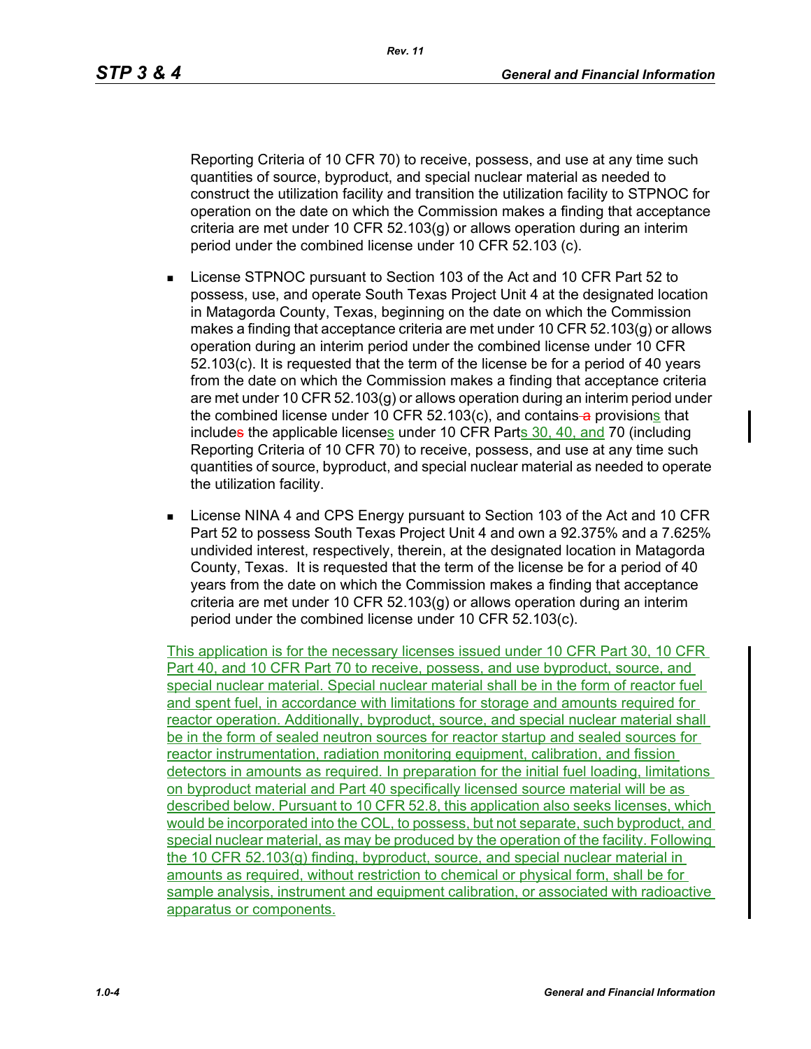Reporting Criteria of 10 CFR 70) to receive, possess, and use at any time such quantities of source, byproduct, and special nuclear material as needed to construct the utilization facility and transition the utilization facility to STPNOC for operation on the date on which the Commission makes a finding that acceptance criteria are met under 10 CFR 52.103(g) or allows operation during an interim period under the combined license under 10 CFR 52.103 (c).

- License STPNOC pursuant to Section 103 of the Act and 10 CFR Part 52 to possess, use, and operate South Texas Project Unit 4 at the designated location in Matagorda County, Texas, beginning on the date on which the Commission makes a finding that acceptance criteria are met under 10 CFR 52.103(g) or allows operation during an interim period under the combined license under 10 CFR 52.103(c). It is requested that the term of the license be for a period of 40 years from the date on which the Commission makes a finding that acceptance criteria are met under 10 CFR 52.103(g) or allows operation during an interim period under the combined license under 10 CFR 52.103(c), and contains provisions that include the applicable licenses under 10 CFR Parts 30, 40, and 70 (including Reporting Criteria of 10 CFR 70) to receive, possess, and use at any time such quantities of source, byproduct, and special nuclear material as needed to operate the utilization facility.

- License NINA 4 and CPS Energy pursuant to Section 103 of the Act and 10 CFR Part 52 to possess South Texas Project Unit 4 and own a 92.375% and a 7.625% undivided interest, respectively, therein, at the designated location in Matagorda County, Texas. It is requested that the term of the license be for a period of 40 years from the date on which the Commission makes a finding that acceptance criteria are met under 10 CFR 52.103(g) or allows operation during an interim period under the combined license under 10 CFR 52.103(c).

This application is for the necessary licenses issued under 10 CFR Part 30, 10 CFR Part 40, and 10 CFR Part 70 to receive, possess, and use byproduct, source, and special nuclear material. Special nuclear material shall be in the form of reactor fuel and spent fuel, in accordance with limitations for storage and amounts required for reactor operation. Additionally, byproduct, source, and special nuclear material shall be in the form of sealed neutron sources for reactor startup and sealed sources for reactor instrumentation, radiation monitoring equipment, calibration, and fission detectors in amounts as required. In preparation for the initial fuel loading, limitations on byproduct material and Part 40 specifically licensed source material will be as described below. Pursuant to 10 CFR 52.8, this application also seeks licenses, which would be incorporated into the COL, to possess, but not separate, such byproduct, and special nuclear material, as may be produced by the operation of the facility. Following the 10 CFR 52.103(g) finding, byproduct, source, and special nuclear material in amounts as required, without restriction to chemical or physical form, shall be for sample analysis, instrument and equipment calibration, or associated with radioactive apparatus or components.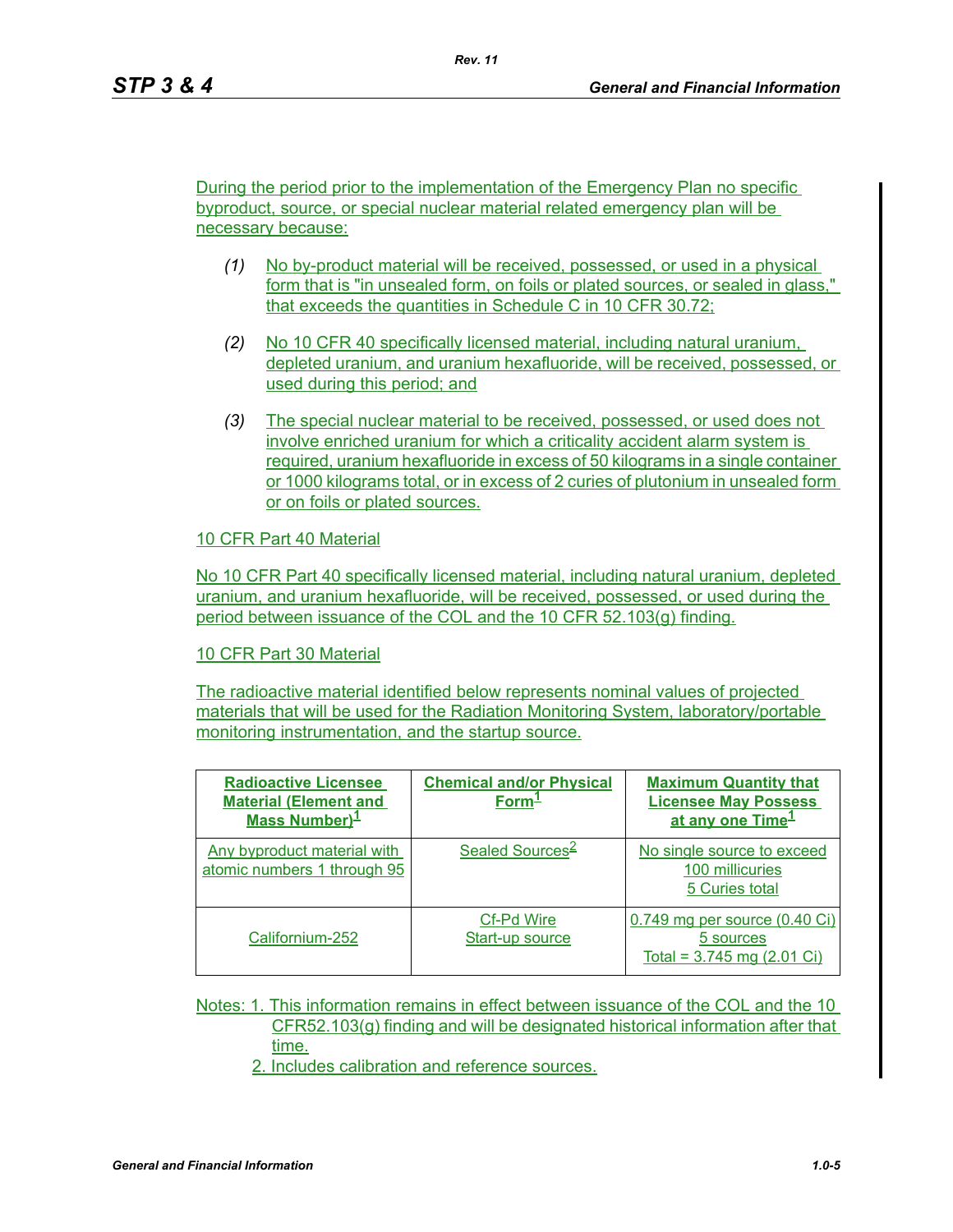During the period prior to the implementation of the Emergency Plan no specific byproduct, source, or special nuclear material related emergency plan will be necessary because:

*(1)* No by-product material will be received, possessed, or used in a physical form that is "in unsealed form, on foils or plated sources, or sealed in glass," that exceeds the quantities in Schedule C in 10 CFR 30.72;

*(2)* No 10 CFR 40 specifically licensed material, including natural uranium, depleted uranium, and uranium hexafluoride, will be received, possessed, or used during this period; and

*(3)* The special nuclear material to be received, possessed, or used does not involve enriched uranium for which a criticality accident alarm system is required, uranium hexafluoride in excess of 50 kilograms in a single container or 1000 kilograms total, or in excess of 2 curies of plutonium in unsealed form or on foils or plated sources.

10 CFR Part 40 Material

No 10 CFR Part 40 specifically licensed material, including natural uranium, depleted uranium, and uranium hexafluoride, will be received, possessed, or used during the period between issuance of the COL and the 10 CFR 52.103(g) finding.

10 CFR Part 30 Material

The radioactive material identified below represents nominal values of projected materials that will be used for the Radiation Monitoring System, laboratory/portable monitoring instrumentation, and the startup source.

| **Radioactive Licensee Material (Element and Mass Number)**[1] | **Chemical and/or Physical Form**[1] | **Maximum Quantity that Licensee May Possess at any one Time**[1] |
|---|---|---|
| Any byproduct material with atomic numbers 1 through 95 | Sealed Sources[2] | No single source to exceed 100 millicuries<br>5 Curies total |
| Californium-252 | Cf-Pd Wire<br>Start-up source | 0.749 mg per source (0.40 Ci)<br>5 sources<br>Total = 3.745 mg (2.01 Ci) |

Notes: 1. This information remains in effect between issuance of the COL and the 10 CFR52.103(g) finding and will be designated historical information after that time.

2. Includes calibration and reference sources.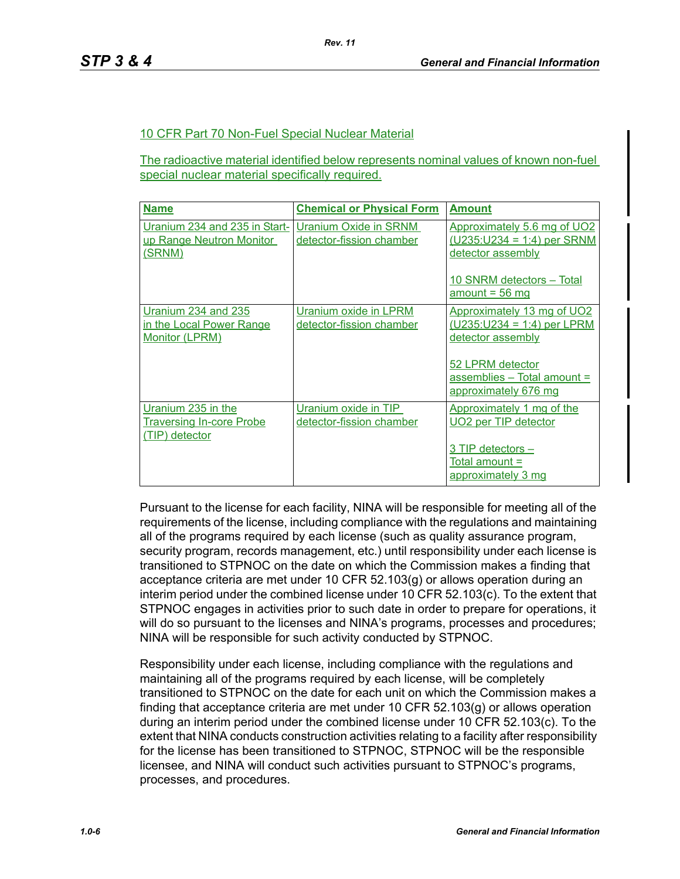10 CFR Part 70 Non-Fuel Special Nuclear Material

The radioactive material identified below represents nominal values of known non-fuel special nuclear material specifically required.

| Name | Chemical or Physical Form | Amount |
|---|---|---|
| Uranium 234 and 235 in Start-up Range Neutron Monitor (SRNM) | Uranium Oxide in SRNM detector-fission chamber | Approximately 5.6 mg of UO2 (U235:U234 = 1:4) per SRNM detector assembly<br><br>10 SNRM detectors – Total amount = 56 mg |
| Uranium 234 and 235 in the Local Power Range Monitor (LPRM) | Uranium oxide in LPRM detector-fission chamber | Approximately 13 mg of UO2 (U235:U234 = 1:4) per LPRM detector assembly<br><br>52 LPRM detector assemblies – Total amount = approximately 676 mg |
| Uranium 235 in the Traversing In-core Probe (TIP) detector | Uranium oxide in TIP detector-fission chamber | Approximately 1 mg of the UO2 per TIP detector<br><br>3 TIP detectors – Total amount = approximately 3 mg |

Pursuant to the license for each facility, NINA will be responsible for meeting all of the requirements of the license, including compliance with the regulations and maintaining all of the programs required by each license (such as quality assurance program, security program, records management, etc.) until responsibility under each license is transitioned to STPNOC on the date on which the Commission makes a finding that acceptance criteria are met under 10 CFR 52.103(g) or allows operation during an interim period under the combined license under 10 CFR 52.103(c). To the extent that STPNOC engages in activities prior to such date in order to prepare for operations, it will do so pursuant to the licenses and NINA's programs, processes and procedures; NINA will be responsible for such activity conducted by STPNOC.

Responsibility under each license, including compliance with the regulations and maintaining all of the programs required by each license, will be completely transitioned to STPNOC on the date for each unit on which the Commission makes a finding that acceptance criteria are met under 10 CFR 52.103(g) or allows operation during an interim period under the combined license under 10 CFR 52.103(c). To the extent that NINA conducts construction activities relating to a facility after responsibility for the license has been transitioned to STPNOC, STPNOC will be the responsible licensee, and NINA will conduct such activities pursuant to STPNOC's programs, processes, and procedures.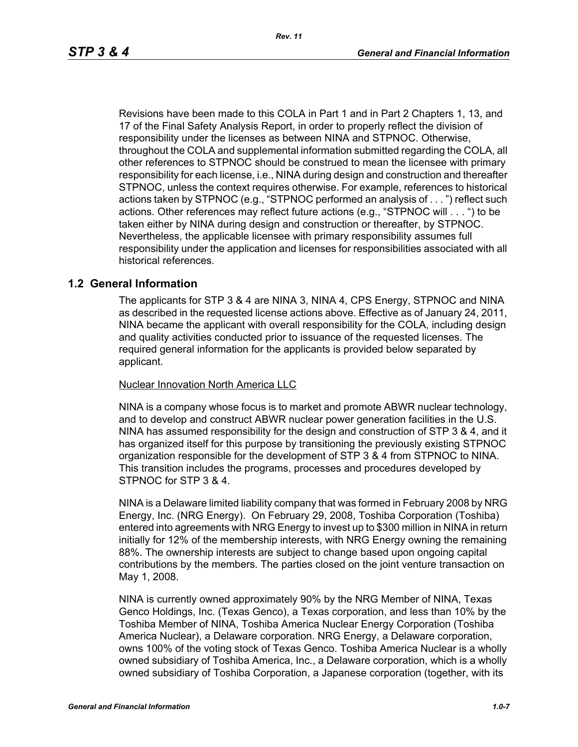Revisions have been made to this COLA in Part 1 and in Part 2 Chapters 1, 13, and 17 of the Final Safety Analysis Report, in order to properly reflect the division of responsibility under the licenses as between NINA and STPNOC. Otherwise, throughout the COLA and supplemental information submitted regarding the COLA, all other references to STPNOC should be construed to mean the licensee with primary responsibility for each license, i.e., NINA during design and construction and thereafter STPNOC, unless the context requires otherwise. For example, references to historical actions taken by STPNOC (e.g., "STPNOC performed an analysis of . . . ") reflect such actions. Other references may reflect future actions (e.g., "STPNOC will . . . ") to be taken either by NINA during design and construction or thereafter, by STPNOC. Nevertheless, the applicable licensee with primary responsibility assumes full responsibility under the application and licenses for responsibilities associated with all historical references.

## 1.2 General Information

The applicants for STP 3 & 4 are NINA 3, NINA 4, CPS Energy, STPNOC and NINA as described in the requested license actions above. Effective as of January 24, 2011, NINA became the applicant with overall responsibility for the COLA, including design and quality activities conducted prior to issuance of the requested licenses. The required general information for the applicants is provided below separated by applicant.

Nuclear Innovation North America LLC

NINA is a company whose focus is to market and promote ABWR nuclear technology, and to develop and construct ABWR nuclear power generation facilities in the U.S. NINA has assumed responsibility for the design and construction of STP 3 & 4, and it has organized itself for this purpose by transitioning the previously existing STPNOC organization responsible for the development of STP 3 & 4 from STPNOC to NINA. This transition includes the programs, processes and procedures developed by STPNOC for STP 3 & 4.

NINA is a Delaware limited liability company that was formed in February 2008 by NRG Energy, Inc. (NRG Energy). On February 29, 2008, Toshiba Corporation (Toshiba) entered into agreements with NRG Energy to invest up to $300 million in NINA in return initially for 12% of the membership interests, with NRG Energy owning the remaining 88%. The ownership interests are subject to change based upon ongoing capital contributions by the members. The parties closed on the joint venture transaction on May 1, 2008.

NINA is currently owned approximately 90% by the NRG Member of NINA, Texas Genco Holdings, Inc. (Texas Genco), a Texas corporation, and less than 10% by the Toshiba Member of NINA, Toshiba America Nuclear Energy Corporation (Toshiba America Nuclear), a Delaware corporation. NRG Energy, a Delaware corporation, owns 100% of the voting stock of Texas Genco. Toshiba America Nuclear is a wholly owned subsidiary of Toshiba America, Inc., a Delaware corporation, which is a wholly owned subsidiary of Toshiba Corporation, a Japanese corporation (together, with its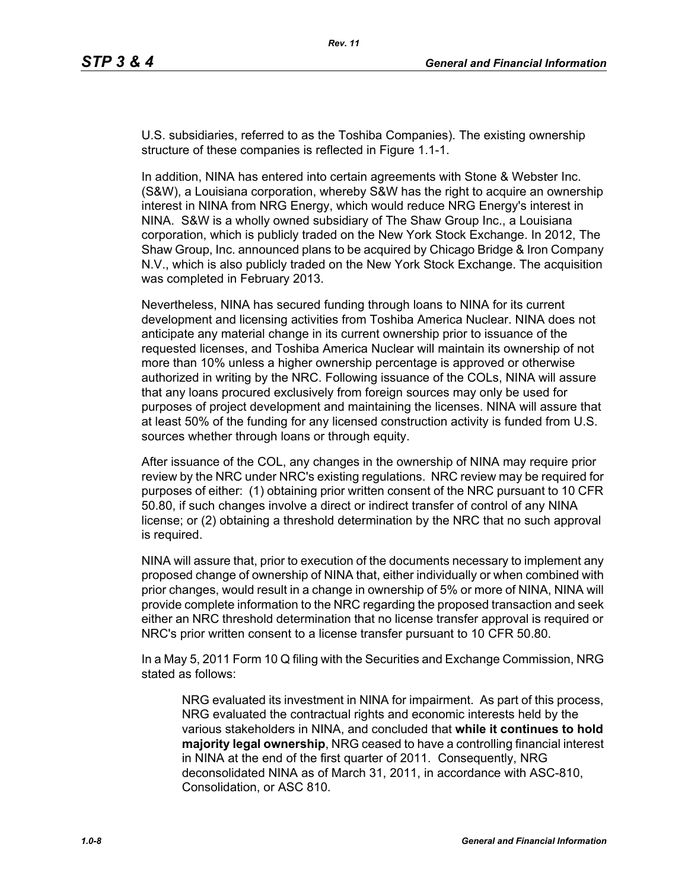U.S. subsidiaries, referred to as the Toshiba Companies). The existing ownership structure of these companies is reflected in Figure 1.1-1.

In addition, NINA has entered into certain agreements with Stone & Webster Inc. (S&W), a Louisiana corporation, whereby S&W has the right to acquire an ownership interest in NINA from NRG Energy, which would reduce NRG Energy's interest in NINA. S&W is a wholly owned subsidiary of The Shaw Group Inc., a Louisiana corporation, which is publicly traded on the New York Stock Exchange. In 2012, The Shaw Group, Inc. announced plans to be acquired by Chicago Bridge & Iron Company N.V., which is also publicly traded on the New York Stock Exchange. The acquisition was completed in February 2013.

Nevertheless, NINA has secured funding through loans to NINA for its current development and licensing activities from Toshiba America Nuclear. NINA does not anticipate any material change in its current ownership prior to issuance of the requested licenses, and Toshiba America Nuclear will maintain its ownership of not more than 10% unless a higher ownership percentage is approved or otherwise authorized in writing by the NRC. Following issuance of the COLs, NINA will assure that any loans procured exclusively from foreign sources may only be used for purposes of project development and maintaining the licenses. NINA will assure that at least 50% of the funding for any licensed construction activity is funded from U.S. sources whether through loans or through equity.

After issuance of the COL, any changes in the ownership of NINA may require prior review by the NRC under NRC's existing regulations. NRC review may be required for purposes of either: (1) obtaining prior written consent of the NRC pursuant to 10 CFR 50.80, if such changes involve a direct or indirect transfer of control of any NINA license; or (2) obtaining a threshold determination by the NRC that no such approval is required.

NINA will assure that, prior to execution of the documents necessary to implement any proposed change of ownership of NINA that, either individually or when combined with prior changes, would result in a change in ownership of 5% or more of NINA, NINA will provide complete information to the NRC regarding the proposed transaction and seek either an NRC threshold determination that no license transfer approval is required or NRC's prior written consent to a license transfer pursuant to 10 CFR 50.80.

In a May 5, 2011 Form 10 Q filing with the Securities and Exchange Commission, NRG stated as follows:

> NRG evaluated its investment in NINA for impairment. As part of this process, NRG evaluated the contractual rights and economic interests held by the various stakeholders in NINA, and concluded that **while it continues to hold majority legal ownership**, NRG ceased to have a controlling financial interest in NINA at the end of the first quarter of 2011. Consequently, NRG deconsolidated NINA as of March 31, 2011, in accordance with ASC-810, Consolidation, or ASC 810.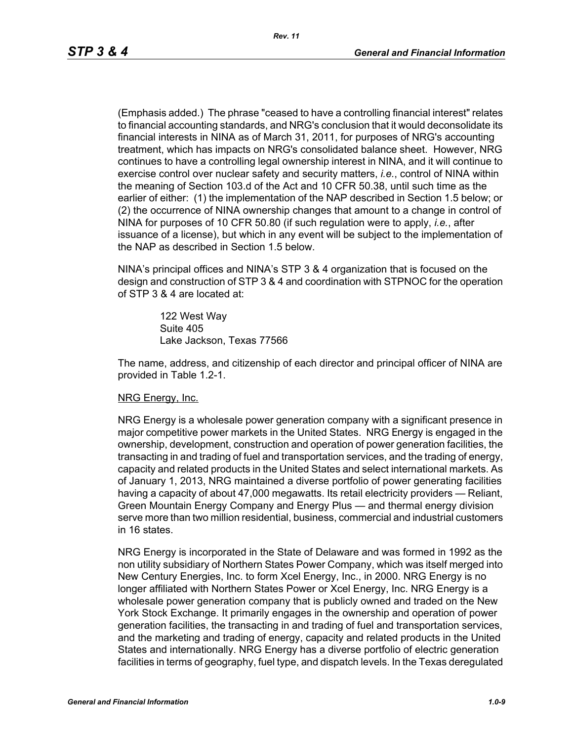(Emphasis added.) The phrase "ceased to have a controlling financial interest" relates to financial accounting standards, and NRG's conclusion that it would deconsolidate its financial interests in NINA as of March 31, 2011, for purposes of NRG's accounting treatment, which has impacts on NRG's consolidated balance sheet. However, NRG continues to have a controlling legal ownership interest in NINA, and it will continue to exercise control over nuclear safety and security matters, *i.e.*, control of NINA within the meaning of Section 103.d of the Act and 10 CFR 50.38, until such time as the earlier of either: (1) the implementation of the NAP described in Section 1.5 below; or (2) the occurrence of NINA ownership changes that amount to a change in control of NINA for purposes of 10 CFR 50.80 (if such regulation were to apply, *i.e.*, after issuance of a license), but which in any event will be subject to the implementation of the NAP as described in Section 1.5 below.

NINA's principal offices and NINA's STP 3 & 4 organization that is focused on the design and construction of STP 3 & 4 and coordination with STPNOC for the operation of STP 3 & 4 are located at:

> 122 West Way
> Suite 405
> Lake Jackson, Texas 77566

The name, address, and citizenship of each director and principal officer of NINA are provided in Table 1.2-1.

NRG Energy, Inc.

NRG Energy is a wholesale power generation company with a significant presence in major competitive power markets in the United States. NRG Energy is engaged in the ownership, development, construction and operation of power generation facilities, the transacting in and trading of fuel and transportation services, and the trading of energy, capacity and related products in the United States and select international markets. As of January 1, 2013, NRG maintained a diverse portfolio of power generating facilities having a capacity of about 47,000 megawatts. Its retail electricity providers — Reliant, Green Mountain Energy Company and Energy Plus — and thermal energy division serve more than two million residential, business, commercial and industrial customers in 16 states.

NRG Energy is incorporated in the State of Delaware and was formed in 1992 as the non utility subsidiary of Northern States Power Company, which was itself merged into New Century Energies, Inc. to form Xcel Energy, Inc., in 2000. NRG Energy is no longer affiliated with Northern States Power or Xcel Energy, Inc. NRG Energy is a wholesale power generation company that is publicly owned and traded on the New York Stock Exchange. It primarily engages in the ownership and operation of power generation facilities, the transacting in and trading of fuel and transportation services, and the marketing and trading of energy, capacity and related products in the United States and internationally. NRG Energy has a diverse portfolio of electric generation facilities in terms of geography, fuel type, and dispatch levels. In the Texas deregulated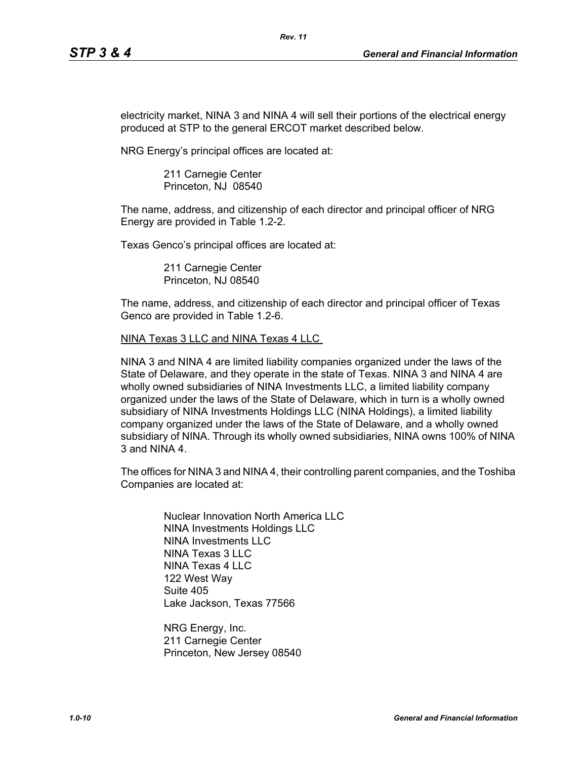electricity market, NINA 3 and NINA 4 will sell their portions of the electrical energy produced at STP to the general ERCOT market described below.

NRG Energy's principal offices are located at:

211 Carnegie Center
Princeton, NJ 08540

The name, address, and citizenship of each director and principal officer of NRG Energy are provided in Table 1.2-2.

Texas Genco's principal offices are located at:

211 Carnegie Center
Princeton, NJ 08540

The name, address, and citizenship of each director and principal officer of Texas Genco are provided in Table 1.2-6.

NINA Texas 3 LLC and NINA Texas 4 LLC

NINA 3 and NINA 4 are limited liability companies organized under the laws of the State of Delaware, and they operate in the state of Texas. NINA 3 and NINA 4 are wholly owned subsidiaries of NINA Investments LLC, a limited liability company organized under the laws of the State of Delaware, which in turn is a wholly owned subsidiary of NINA Investments Holdings LLC (NINA Holdings), a limited liability company organized under the laws of the State of Delaware, and a wholly owned subsidiary of NINA. Through its wholly owned subsidiaries, NINA owns 100% of NINA 3 and NINA 4.

The offices for NINA 3 and NINA 4, their controlling parent companies, and the Toshiba Companies are located at:

Nuclear Innovation North America LLC
NINA Investments Holdings LLC
NINA Investments LLC
NINA Texas 3 LLC
NINA Texas 4 LLC
122 West Way
Suite 405
Lake Jackson, Texas 77566

NRG Energy, Inc.
211 Carnegie Center
Princeton, New Jersey 08540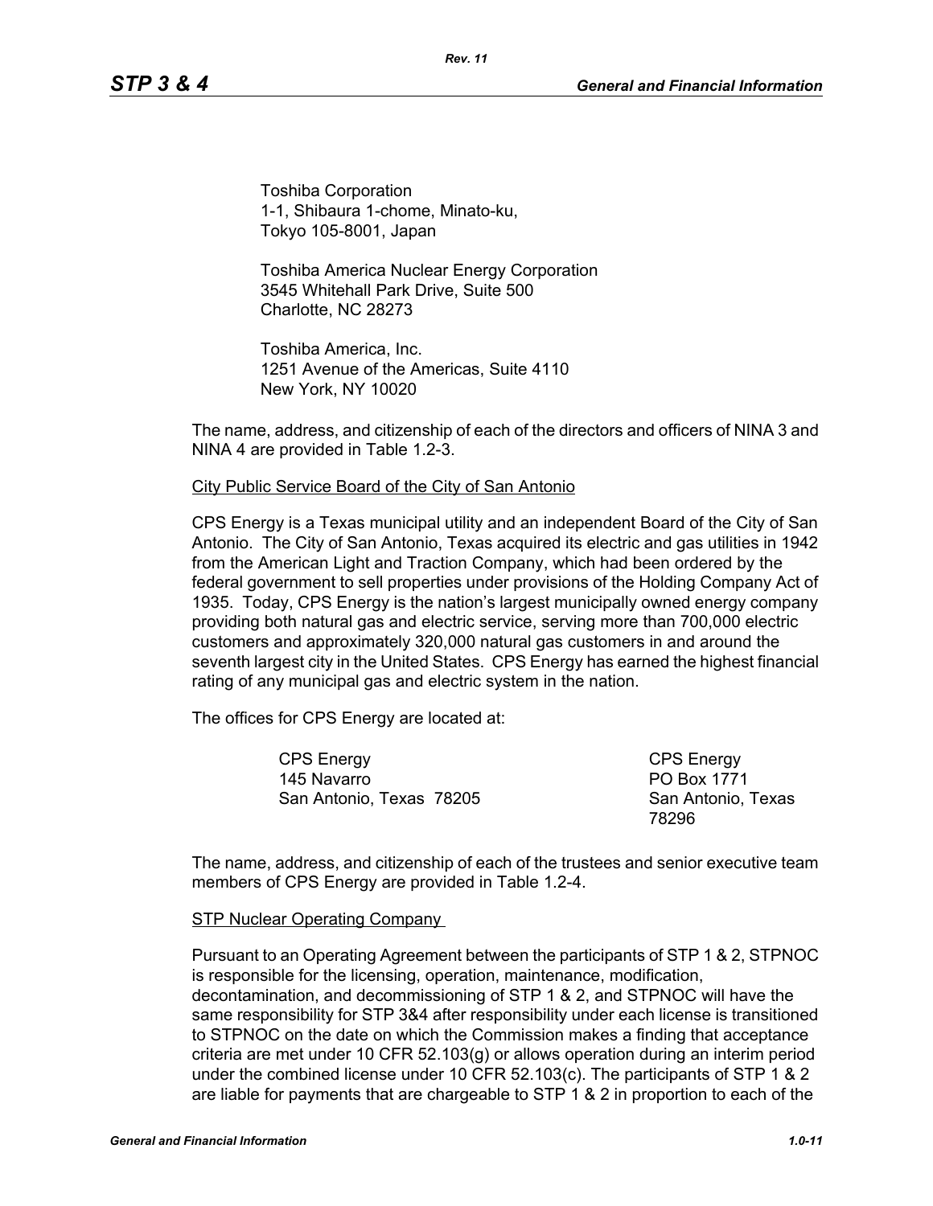Toshiba Corporation
1-1, Shibaura 1-chome, Minato-ku,
Tokyo 105-8001, Japan

Toshiba America Nuclear Energy Corporation
3545 Whitehall Park Drive, Suite 500
Charlotte, NC 28273

Toshiba America, Inc.
1251 Avenue of the Americas, Suite 4110
New York, NY 10020

The name, address, and citizenship of each of the directors and officers of NINA 3 and NINA 4 are provided in Table 1.2-3.

<u>City Public Service Board of the City of San Antonio</u>

CPS Energy is a Texas municipal utility and an independent Board of the City of San Antonio. The City of San Antonio, Texas acquired its electric and gas utilities in 1942 from the American Light and Traction Company, which had been ordered by the federal government to sell properties under provisions of the Holding Company Act of 1935. Today, CPS Energy is the nation's largest municipally owned energy company providing both natural gas and electric service, serving more than 700,000 electric customers and approximately 320,000 natural gas customers in and around the seventh largest city in the United States. CPS Energy has earned the highest financial rating of any municipal gas and electric system in the nation.

The offices for CPS Energy are located at:

CPS Energy
145 Navarro
San Antonio, Texas 78205

CPS Energy
PO Box 1771
San Antonio, Texas 78296

The name, address, and citizenship of each of the trustees and senior executive team members of CPS Energy are provided in Table 1.2-4.

<u>STP Nuclear Operating Company</u>

Pursuant to an Operating Agreement between the participants of STP 1 & 2, STPNOC is responsible for the licensing, operation, maintenance, modification, decontamination, and decommissioning of STP 1 & 2, and STPNOC will have the same responsibility for STP 3&4 after responsibility under each license is transitioned to STPNOC on the date on which the Commission makes a finding that acceptance criteria are met under 10 CFR 52.103(g) or allows operation during an interim period under the combined license under 10 CFR 52.103(c). The participants of STP 1 & 2 are liable for payments that are chargeable to STP 1 & 2 in proportion to each of the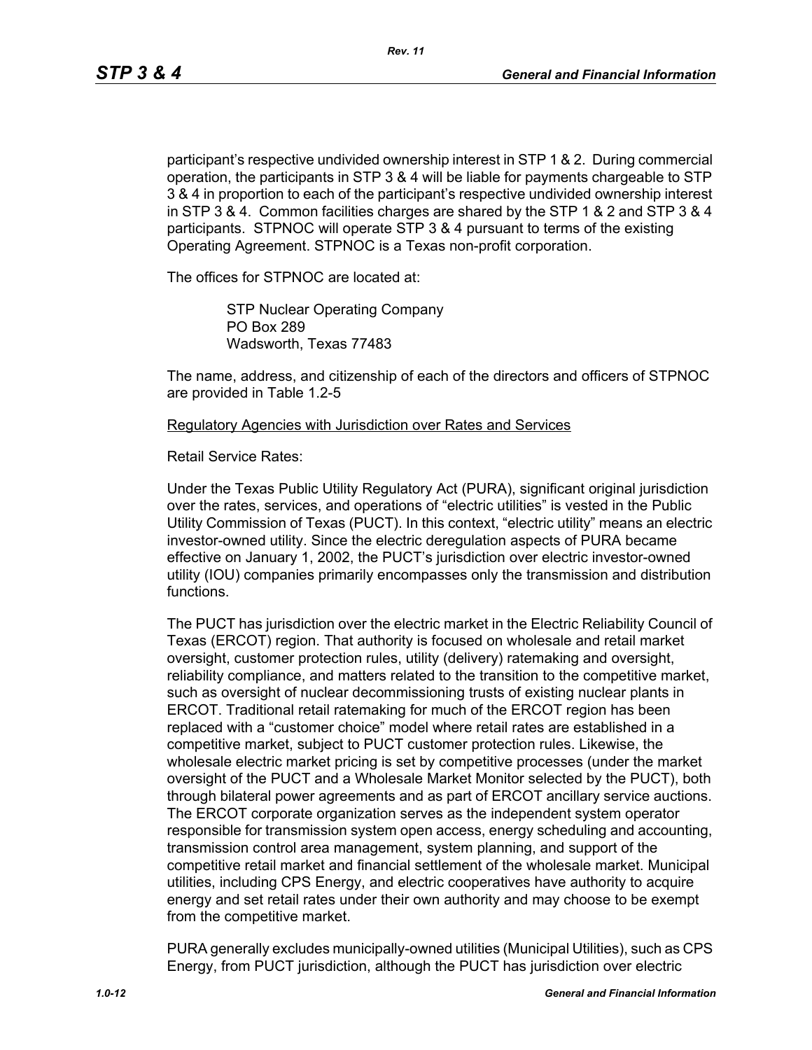participant's respective undivided ownership interest in STP 1 & 2. During commercial operation, the participants in STP 3 & 4 will be liable for payments chargeable to STP 3 & 4 in proportion to each of the participant's respective undivided ownership interest in STP 3 & 4. Common facilities charges are shared by the STP 1 & 2 and STP 3 & 4 participants. STPNOC will operate STP 3 & 4 pursuant to terms of the existing Operating Agreement. STPNOC is a Texas non-profit corporation.

The offices for STPNOC are located at:

> STP Nuclear Operating Company
> PO Box 289
> Wadsworth, Texas 77483

The name, address, and citizenship of each of the directors and officers of STPNOC are provided in Table 1.2-5

<u>Regulatory Agencies with Jurisdiction over Rates and Services</u>

Retail Service Rates:

Under the Texas Public Utility Regulatory Act (PURA), significant original jurisdiction over the rates, services, and operations of "electric utilities" is vested in the Public Utility Commission of Texas (PUCT). In this context, "electric utility" means an electric investor-owned utility. Since the electric deregulation aspects of PURA became effective on January 1, 2002, the PUCT's jurisdiction over electric investor-owned utility (IOU) companies primarily encompasses only the transmission and distribution functions.

The PUCT has jurisdiction over the electric market in the Electric Reliability Council of Texas (ERCOT) region. That authority is focused on wholesale and retail market oversight, customer protection rules, utility (delivery) ratemaking and oversight, reliability compliance, and matters related to the transition to the competitive market, such as oversight of nuclear decommissioning trusts of existing nuclear plants in ERCOT. Traditional retail ratemaking for much of the ERCOT region has been replaced with a "customer choice" model where retail rates are established in a competitive market, subject to PUCT customer protection rules. Likewise, the wholesale electric market pricing is set by competitive processes (under the market oversight of the PUCT and a Wholesale Market Monitor selected by the PUCT), both through bilateral power agreements and as part of ERCOT ancillary service auctions. The ERCOT corporate organization serves as the independent system operator responsible for transmission system open access, energy scheduling and accounting, transmission control area management, system planning, and support of the competitive retail market and financial settlement of the wholesale market. Municipal utilities, including CPS Energy, and electric cooperatives have authority to acquire energy and set retail rates under their own authority and may choose to be exempt from the competitive market.

PURA generally excludes municipally-owned utilities (Municipal Utilities), such as CPS Energy, from PUCT jurisdiction, although the PUCT has jurisdiction over electric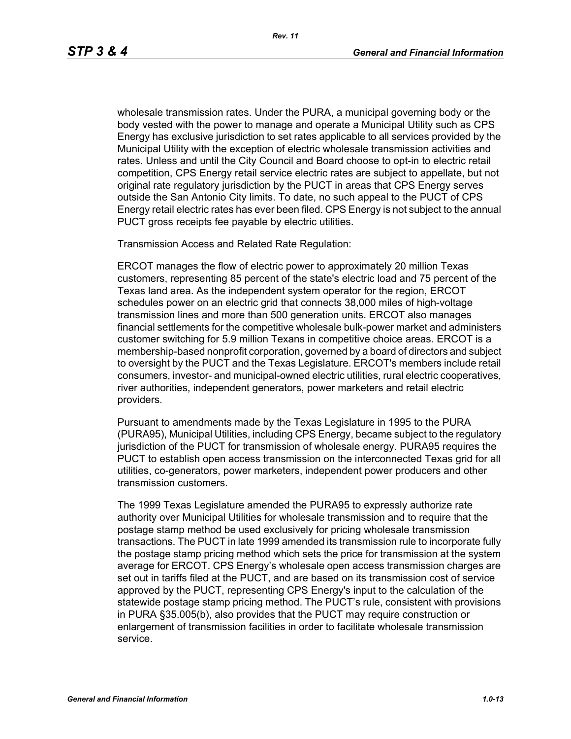wholesale transmission rates. Under the PURA, a municipal governing body or the body vested with the power to manage and operate a Municipal Utility such as CPS Energy has exclusive jurisdiction to set rates applicable to all services provided by the Municipal Utility with the exception of electric wholesale transmission activities and rates. Unless and until the City Council and Board choose to opt-in to electric retail competition, CPS Energy retail service electric rates are subject to appellate, but not original rate regulatory jurisdiction by the PUCT in areas that CPS Energy serves outside the San Antonio City limits. To date, no such appeal to the PUCT of CPS Energy retail electric rates has ever been filed. CPS Energy is not subject to the annual PUCT gross receipts fee payable by electric utilities.

Transmission Access and Related Rate Regulation:

ERCOT manages the flow of electric power to approximately 20 million Texas customers, representing 85 percent of the state's electric load and 75 percent of the Texas land area. As the independent system operator for the region, ERCOT schedules power on an electric grid that connects 38,000 miles of high-voltage transmission lines and more than 500 generation units. ERCOT also manages financial settlements for the competitive wholesale bulk-power market and administers customer switching for 5.9 million Texans in competitive choice areas. ERCOT is a membership-based nonprofit corporation, governed by a board of directors and subject to oversight by the PUCT and the Texas Legislature. ERCOT's members include retail consumers, investor- and municipal-owned electric utilities, rural electric cooperatives, river authorities, independent generators, power marketers and retail electric providers.

Pursuant to amendments made by the Texas Legislature in 1995 to the PURA (PURA95), Municipal Utilities, including CPS Energy, became subject to the regulatory jurisdiction of the PUCT for transmission of wholesale energy. PURA95 requires the PUCT to establish open access transmission on the interconnected Texas grid for all utilities, co-generators, power marketers, independent power producers and other transmission customers.

The 1999 Texas Legislature amended the PURA95 to expressly authorize rate authority over Municipal Utilities for wholesale transmission and to require that the postage stamp method be used exclusively for pricing wholesale transmission transactions. The PUCT in late 1999 amended its transmission rule to incorporate fully the postage stamp pricing method which sets the price for transmission at the system average for ERCOT. CPS Energy's wholesale open access transmission charges are set out in tariffs filed at the PUCT, and are based on its transmission cost of service approved by the PUCT, representing CPS Energy's input to the calculation of the statewide postage stamp pricing method. The PUCT's rule, consistent with provisions in PURA §35.005(b), also provides that the PUCT may require construction or enlargement of transmission facilities in order to facilitate wholesale transmission service.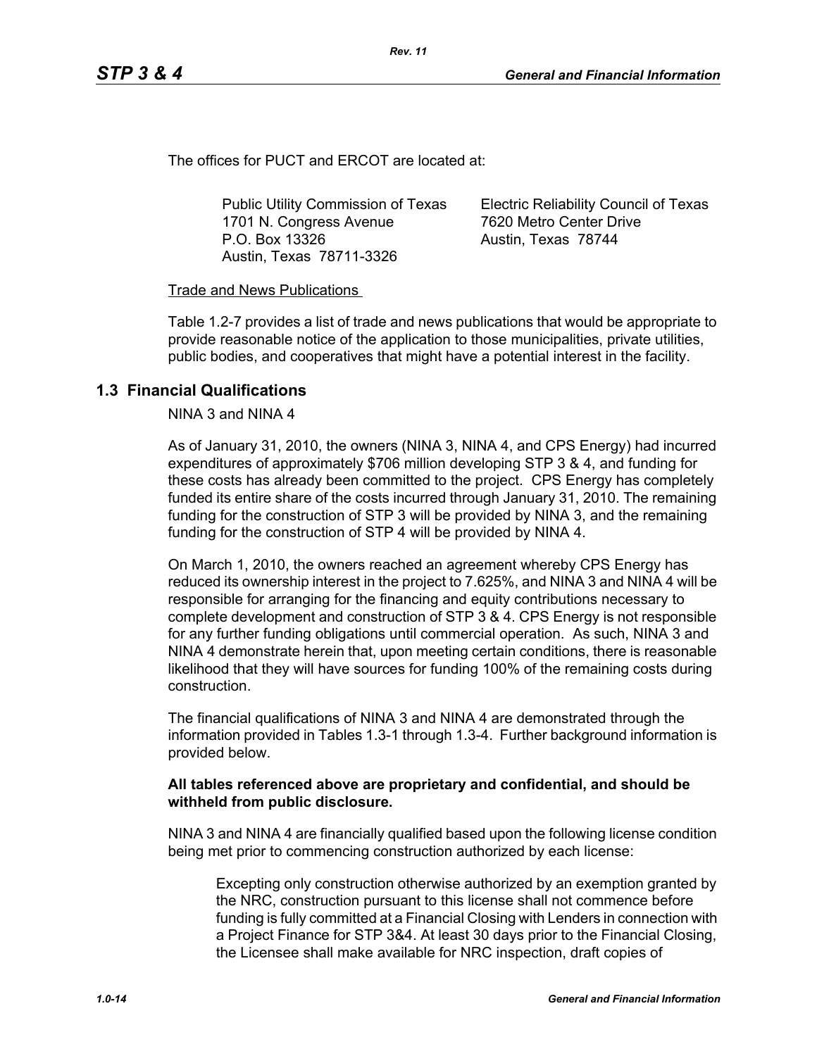The offices for PUCT and ERCOT are located at:

| Public Utility Commission of Texas | Electric Reliability Council of Texas |
|---|---|
| 1701 N. Congress Avenue | 7620 Metro Center Drive |
| P.O. Box 13326 | Austin, Texas 78744 |
| Austin, Texas 78711-3326 | |

Trade and News Publications

Table 1.2-7 provides a list of trade and news publications that would be appropriate to provide reasonable notice of the application to those municipalities, private utilities, public bodies, and cooperatives that might have a potential interest in the facility.

## 1.3 Financial Qualifications

NINA 3 and NINA 4

As of January 31, 2010, the owners (NINA 3, NINA 4, and CPS Energy) had incurred expenditures of approximately $706 million developing STP 3 & 4, and funding for these costs has already been committed to the project. CPS Energy has completely funded its entire share of the costs incurred through January 31, 2010. The remaining funding for the construction of STP 3 will be provided by NINA 3, and the remaining funding for the construction of STP 4 will be provided by NINA 4.

On March 1, 2010, the owners reached an agreement whereby CPS Energy has reduced its ownership interest in the project to 7.625%, and NINA 3 and NINA 4 will be responsible for arranging for the financing and equity contributions necessary to complete development and construction of STP 3 & 4. CPS Energy is not responsible for any further funding obligations until commercial operation. As such, NINA 3 and NINA 4 demonstrate herein that, upon meeting certain conditions, there is reasonable likelihood that they will have sources for funding 100% of the remaining costs during construction.

The financial qualifications of NINA 3 and NINA 4 are demonstrated through the information provided in Tables 1.3-1 through 1.3-4. Further background information is provided below.

**All tables referenced above are proprietary and confidential, and should be withheld from public disclosure.**

NINA 3 and NINA 4 are financially qualified based upon the following license condition being met prior to commencing construction authorized by each license:

> Excepting only construction otherwise authorized by an exemption granted by the NRC, construction pursuant to this license shall not commence before funding is fully committed at a Financial Closing with Lenders in connection with a Project Finance for STP 3&4. At least 30 days prior to the Financial Closing, the Licensee shall make available for NRC inspection, draft copies of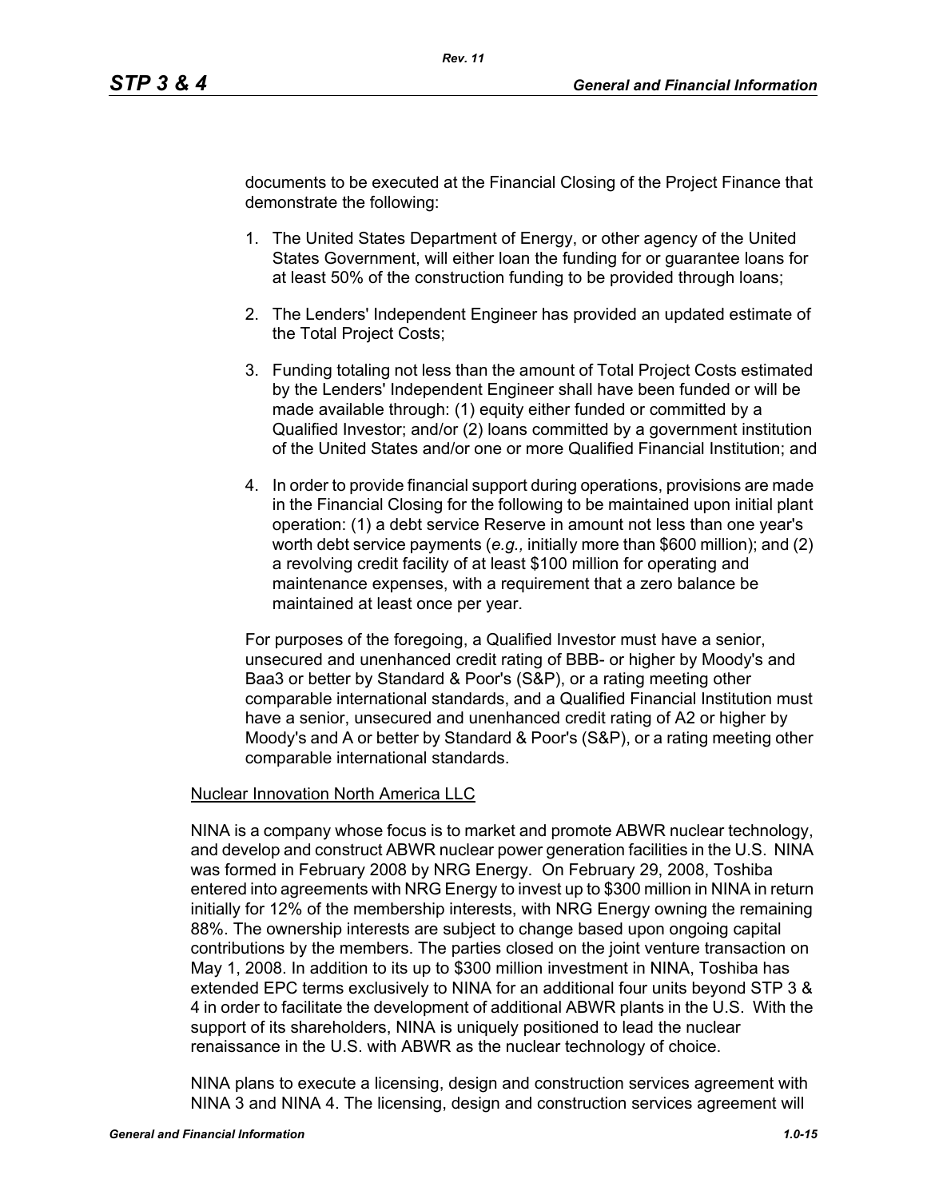documents to be executed at the Financial Closing of the Project Finance that demonstrate the following:

1. The United States Department of Energy, or other agency of the United States Government, will either loan the funding for or guarantee loans for at least 50% of the construction funding to be provided through loans;

2. The Lenders' Independent Engineer has provided an updated estimate of the Total Project Costs;

3. Funding totaling not less than the amount of Total Project Costs estimated by the Lenders' Independent Engineer shall have been funded or will be made available through: (1) equity either funded or committed by a Qualified Investor; and/or (2) loans committed by a government institution of the United States and/or one or more Qualified Financial Institution; and

4. In order to provide financial support during operations, provisions are made in the Financial Closing for the following to be maintained upon initial plant operation: (1) a debt service Reserve in amount not less than one year's worth debt service payments (*e.g.,* initially more than $600 million); and (2) a revolving credit facility of at least $100 million for operating and maintenance expenses, with a requirement that a zero balance be maintained at least once per year.

For purposes of the foregoing, a Qualified Investor must have a senior, unsecured and unenhanced credit rating of BBB- or higher by Moody's and Baa3 or better by Standard & Poor's (S&P), or a rating meeting other comparable international standards, and a Qualified Financial Institution must have a senior, unsecured and unenhanced credit rating of A2 or higher by Moody's and A or better by Standard & Poor's (S&P), or a rating meeting other comparable international standards.

Nuclear Innovation North America LLC

NINA is a company whose focus is to market and promote ABWR nuclear technology, and develop and construct ABWR nuclear power generation facilities in the U.S. NINA was formed in February 2008 by NRG Energy. On February 29, 2008, Toshiba entered into agreements with NRG Energy to invest up to $300 million in NINA in return initially for 12% of the membership interests, with NRG Energy owning the remaining 88%. The ownership interests are subject to change based upon ongoing capital contributions by the members. The parties closed on the joint venture transaction on May 1, 2008. In addition to its up to $300 million investment in NINA, Toshiba has extended EPC terms exclusively to NINA for an additional four units beyond STP 3 & 4 in order to facilitate the development of additional ABWR plants in the U.S. With the support of its shareholders, NINA is uniquely positioned to lead the nuclear renaissance in the U.S. with ABWR as the nuclear technology of choice.

NINA plans to execute a licensing, design and construction services agreement with NINA 3 and NINA 4. The licensing, design and construction services agreement will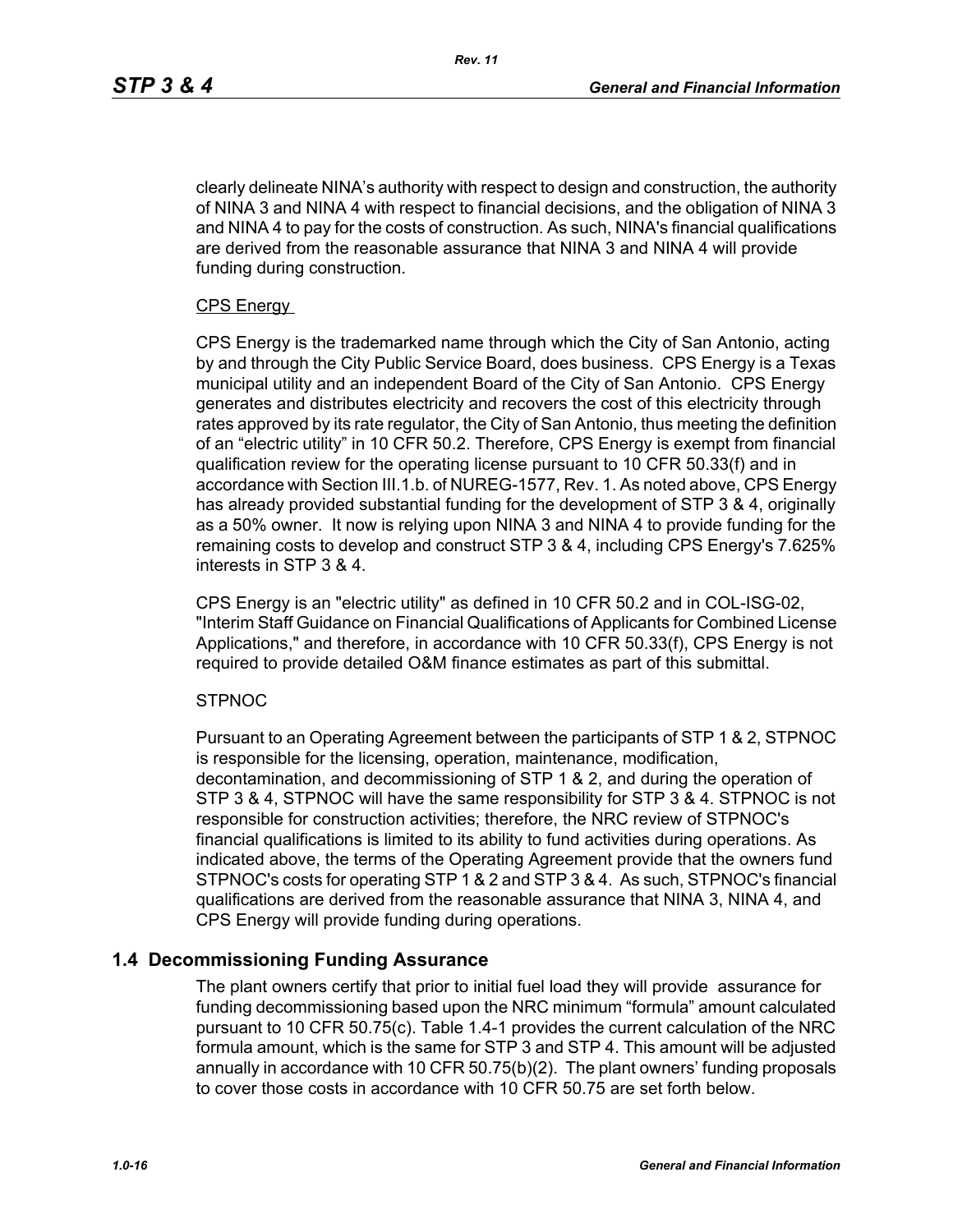clearly delineate NINA's authority with respect to design and construction, the authority of NINA 3 and NINA 4 with respect to financial decisions, and the obligation of NINA 3 and NINA 4 to pay for the costs of construction. As such, NINA's financial qualifications are derived from the reasonable assurance that NINA 3 and NINA 4 will provide funding during construction.

CPS Energy

CPS Energy is the trademarked name through which the City of San Antonio, acting by and through the City Public Service Board, does business. CPS Energy is a Texas municipal utility and an independent Board of the City of San Antonio. CPS Energy generates and distributes electricity and recovers the cost of this electricity through rates approved by its rate regulator, the City of San Antonio, thus meeting the definition of an "electric utility" in 10 CFR 50.2. Therefore, CPS Energy is exempt from financial qualification review for the operating license pursuant to 10 CFR 50.33(f) and in accordance with Section III.1.b. of NUREG-1577, Rev. 1. As noted above, CPS Energy has already provided substantial funding for the development of STP 3 & 4, originally as a 50% owner. It now is relying upon NINA 3 and NINA 4 to provide funding for the remaining costs to develop and construct STP 3 & 4, including CPS Energy's 7.625% interests in STP 3 & 4.

CPS Energy is an "electric utility" as defined in 10 CFR 50.2 and in COL-ISG-02, "Interim Staff Guidance on Financial Qualifications of Applicants for Combined License Applications," and therefore, in accordance with 10 CFR 50.33(f), CPS Energy is not required to provide detailed O&M finance estimates as part of this submittal.

STPNOC

Pursuant to an Operating Agreement between the participants of STP 1 & 2, STPNOC is responsible for the licensing, operation, maintenance, modification, decontamination, and decommissioning of STP 1 & 2, and during the operation of STP 3 & 4, STPNOC will have the same responsibility for STP 3 & 4. STPNOC is not responsible for construction activities; therefore, the NRC review of STPNOC's financial qualifications is limited to its ability to fund activities during operations. As indicated above, the terms of the Operating Agreement provide that the owners fund STPNOC's costs for operating STP 1 & 2 and STP 3 & 4. As such, STPNOC's financial qualifications are derived from the reasonable assurance that NINA 3, NINA 4, and CPS Energy will provide funding during operations.

## 1.4 Decommissioning Funding Assurance

The plant owners certify that prior to initial fuel load they will provide assurance for funding decommissioning based upon the NRC minimum "formula" amount calculated pursuant to 10 CFR 50.75(c). Table 1.4-1 provides the current calculation of the NRC formula amount, which is the same for STP 3 and STP 4. This amount will be adjusted annually in accordance with 10 CFR 50.75(b)(2). The plant owners' funding proposals to cover those costs in accordance with 10 CFR 50.75 are set forth below.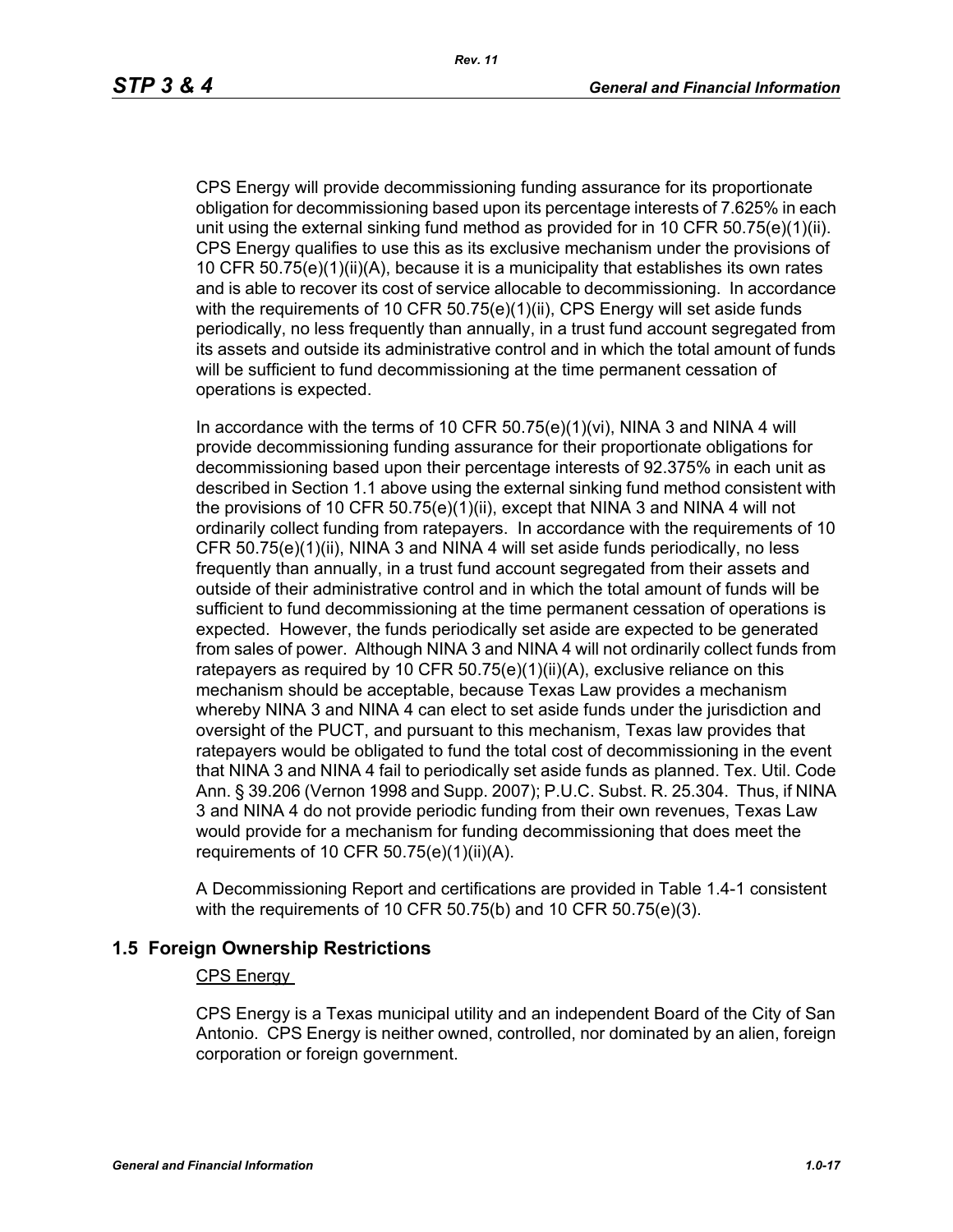CPS Energy will provide decommissioning funding assurance for its proportionate obligation for decommissioning based upon its percentage interests of 7.625% in each unit using the external sinking fund method as provided for in 10 CFR 50.75(e)(1)(ii). CPS Energy qualifies to use this as its exclusive mechanism under the provisions of 10 CFR 50.75(e)(1)(ii)(A), because it is a municipality that establishes its own rates and is able to recover its cost of service allocable to decommissioning. In accordance with the requirements of 10 CFR 50.75(e)(1)(ii), CPS Energy will set aside funds periodically, no less frequently than annually, in a trust fund account segregated from its assets and outside its administrative control and in which the total amount of funds will be sufficient to fund decommissioning at the time permanent cessation of operations is expected.

In accordance with the terms of 10 CFR 50.75(e)(1)(vi), NINA 3 and NINA 4 will provide decommissioning funding assurance for their proportionate obligations for decommissioning based upon their percentage interests of 92.375% in each unit as described in Section 1.1 above using the external sinking fund method consistent with the provisions of 10 CFR 50.75(e)(1)(ii), except that NINA 3 and NINA 4 will not ordinarily collect funding from ratepayers. In accordance with the requirements of 10 CFR 50.75(e)(1)(ii), NINA 3 and NINA 4 will set aside funds periodically, no less frequently than annually, in a trust fund account segregated from their assets and outside of their administrative control and in which the total amount of funds will be sufficient to fund decommissioning at the time permanent cessation of operations is expected. However, the funds periodically set aside are expected to be generated from sales of power. Although NINA 3 and NINA 4 will not ordinarily collect funds from ratepayers as required by 10 CFR 50.75(e)(1)(ii)(A), exclusive reliance on this mechanism should be acceptable, because Texas Law provides a mechanism whereby NINA 3 and NINA 4 can elect to set aside funds under the jurisdiction and oversight of the PUCT, and pursuant to this mechanism, Texas law provides that ratepayers would be obligated to fund the total cost of decommissioning in the event that NINA 3 and NINA 4 fail to periodically set aside funds as planned. Tex. Util. Code Ann. § 39.206 (Vernon 1998 and Supp. 2007); P.U.C. Subst. R. 25.304. Thus, if NINA 3 and NINA 4 do not provide periodic funding from their own revenues, Texas Law would provide for a mechanism for funding decommissioning that does meet the requirements of 10 CFR 50.75(e)(1)(ii)(A).

A Decommissioning Report and certifications are provided in Table 1.4-1 consistent with the requirements of 10 CFR 50.75(b) and 10 CFR 50.75(e)(3).

## 1.5 Foreign Ownership Restrictions

CPS Energy

CPS Energy is a Texas municipal utility and an independent Board of the City of San Antonio. CPS Energy is neither owned, controlled, nor dominated by an alien, foreign corporation or foreign government.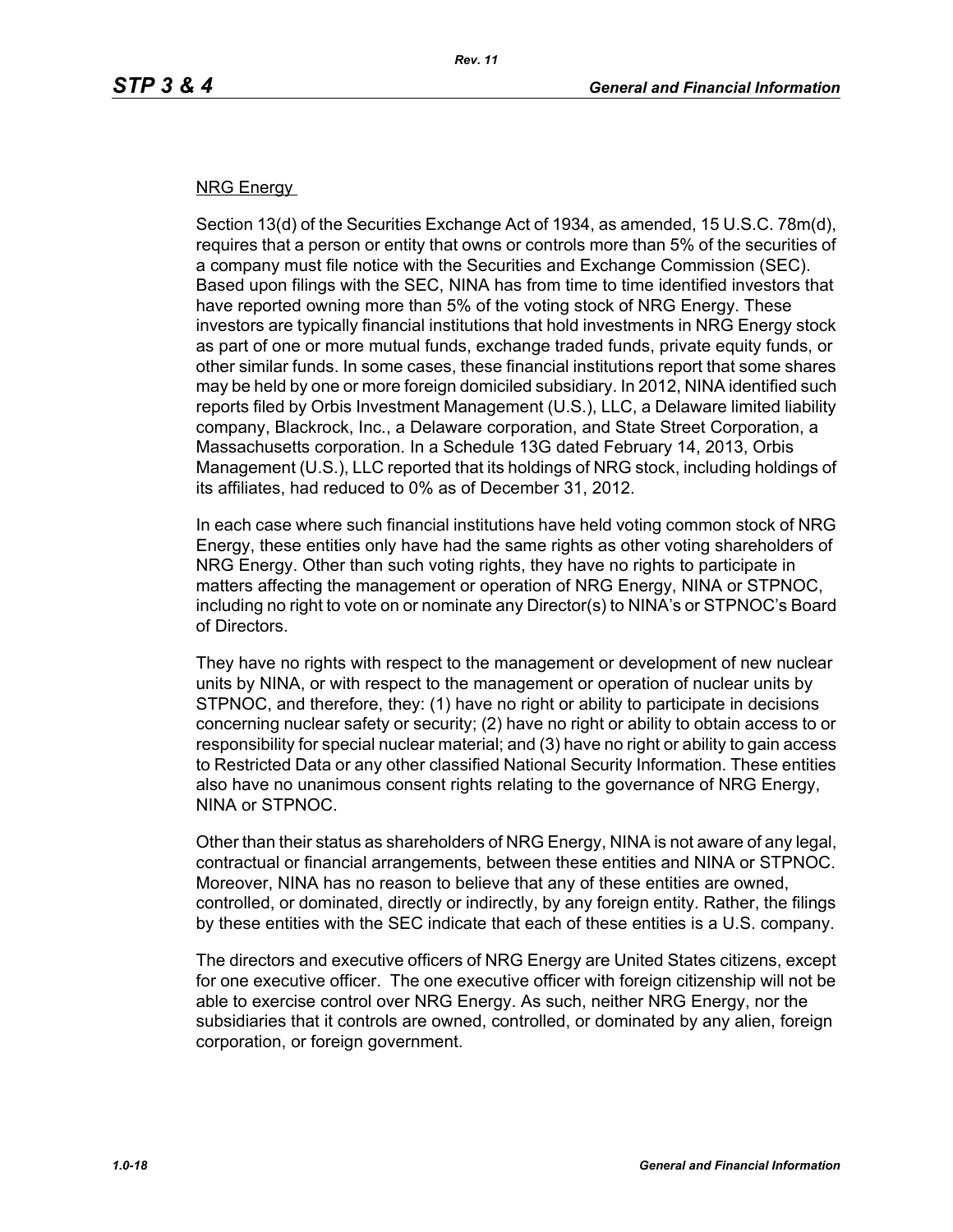NRG Energy

Section 13(d) of the Securities Exchange Act of 1934, as amended, 15 U.S.C. 78m(d), requires that a person or entity that owns or controls more than 5% of the securities of a company must file notice with the Securities and Exchange Commission (SEC). Based upon filings with the SEC, NINA has from time to time identified investors that have reported owning more than 5% of the voting stock of NRG Energy. These investors are typically financial institutions that hold investments in NRG Energy stock as part of one or more mutual funds, exchange traded funds, private equity funds, or other similar funds. In some cases, these financial institutions report that some shares may be held by one or more foreign domiciled subsidiary. In 2012, NINA identified such reports filed by Orbis Investment Management (U.S.), LLC, a Delaware limited liability company, Blackrock, Inc., a Delaware corporation, and State Street Corporation, a Massachusetts corporation. In a Schedule 13G dated February 14, 2013, Orbis Management (U.S.), LLC reported that its holdings of NRG stock, including holdings of its affiliates, had reduced to 0% as of December 31, 2012.

In each case where such financial institutions have held voting common stock of NRG Energy, these entities only have had the same rights as other voting shareholders of NRG Energy. Other than such voting rights, they have no rights to participate in matters affecting the management or operation of NRG Energy, NINA or STPNOC, including no right to vote on or nominate any Director(s) to NINA's or STPNOC's Board of Directors.

They have no rights with respect to the management or development of new nuclear units by NINA, or with respect to the management or operation of nuclear units by STPNOC, and therefore, they: (1) have no right or ability to participate in decisions concerning nuclear safety or security; (2) have no right or ability to obtain access to or responsibility for special nuclear material; and (3) have no right or ability to gain access to Restricted Data or any other classified National Security Information. These entities also have no unanimous consent rights relating to the governance of NRG Energy, NINA or STPNOC.

Other than their status as shareholders of NRG Energy, NINA is not aware of any legal, contractual or financial arrangements, between these entities and NINA or STPNOC. Moreover, NINA has no reason to believe that any of these entities are owned, controlled, or dominated, directly or indirectly, by any foreign entity. Rather, the filings by these entities with the SEC indicate that each of these entities is a U.S. company.

The directors and executive officers of NRG Energy are United States citizens, except for one executive officer. The one executive officer with foreign citizenship will not be able to exercise control over NRG Energy. As such, neither NRG Energy, nor the subsidiaries that it controls are owned, controlled, or dominated by any alien, foreign corporation, or foreign government.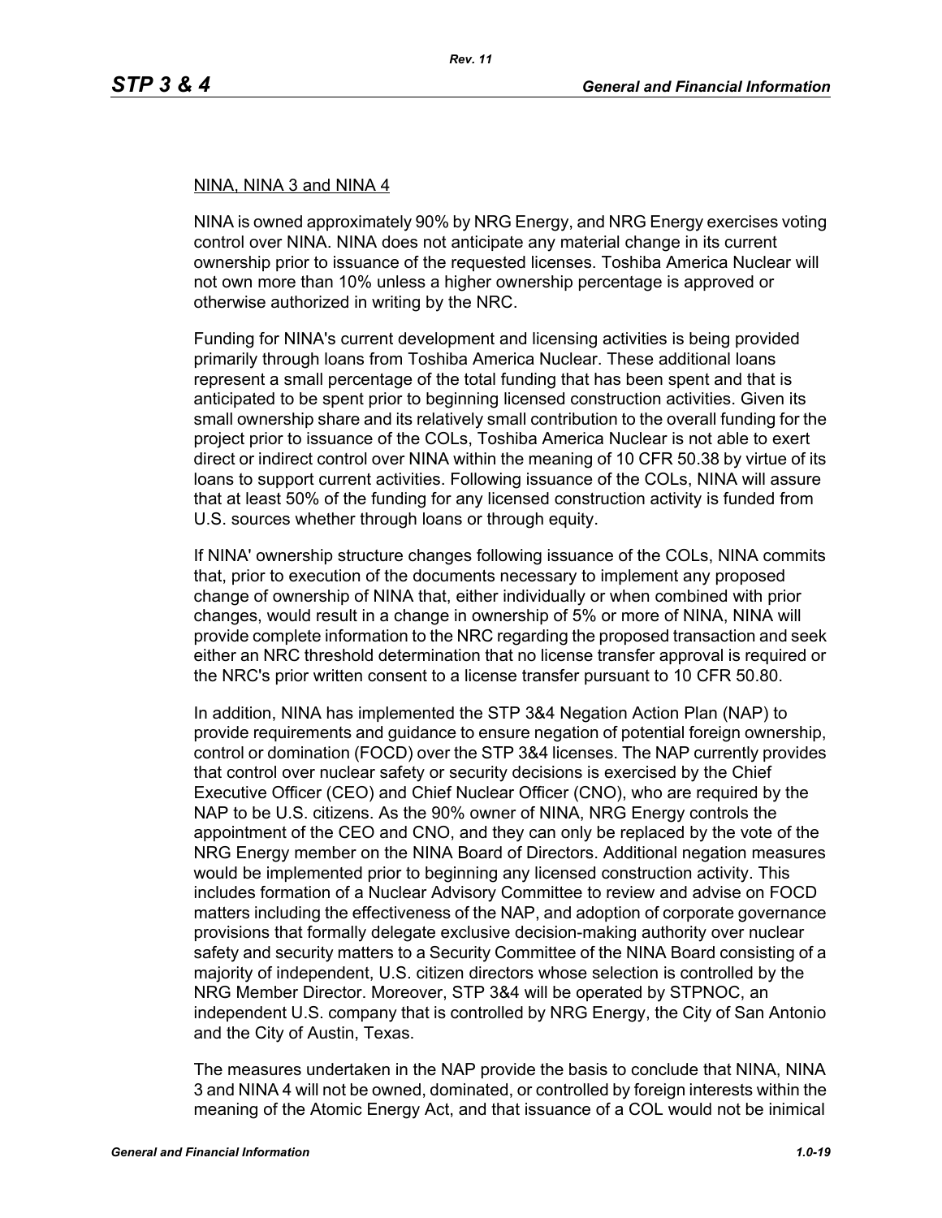NINA, NINA 3 and NINA 4

NINA is owned approximately 90% by NRG Energy, and NRG Energy exercises voting control over NINA. NINA does not anticipate any material change in its current ownership prior to issuance of the requested licenses. Toshiba America Nuclear will not own more than 10% unless a higher ownership percentage is approved or otherwise authorized in writing by the NRC.

Funding for NINA's current development and licensing activities is being provided primarily through loans from Toshiba America Nuclear. These additional loans represent a small percentage of the total funding that has been spent and that is anticipated to be spent prior to beginning licensed construction activities. Given its small ownership share and its relatively small contribution to the overall funding for the project prior to issuance of the COLs, Toshiba America Nuclear is not able to exert direct or indirect control over NINA within the meaning of 10 CFR 50.38 by virtue of its loans to support current activities. Following issuance of the COLs, NINA will assure that at least 50% of the funding for any licensed construction activity is funded from U.S. sources whether through loans or through equity.

If NINA' ownership structure changes following issuance of the COLs, NINA commits that, prior to execution of the documents necessary to implement any proposed change of ownership of NINA that, either individually or when combined with prior changes, would result in a change in ownership of 5% or more of NINA, NINA will provide complete information to the NRC regarding the proposed transaction and seek either an NRC threshold determination that no license transfer approval is required or the NRC's prior written consent to a license transfer pursuant to 10 CFR 50.80.

In addition, NINA has implemented the STP 3&4 Negation Action Plan (NAP) to provide requirements and guidance to ensure negation of potential foreign ownership, control or domination (FOCD) over the STP 3&4 licenses. The NAP currently provides that control over nuclear safety or security decisions is exercised by the Chief Executive Officer (CEO) and Chief Nuclear Officer (CNO), who are required by the NAP to be U.S. citizens. As the 90% owner of NINA, NRG Energy controls the appointment of the CEO and CNO, and they can only be replaced by the vote of the NRG Energy member on the NINA Board of Directors. Additional negation measures would be implemented prior to beginning any licensed construction activity. This includes formation of a Nuclear Advisory Committee to review and advise on FOCD matters including the effectiveness of the NAP, and adoption of corporate governance provisions that formally delegate exclusive decision-making authority over nuclear safety and security matters to a Security Committee of the NINA Board consisting of a majority of independent, U.S. citizen directors whose selection is controlled by the NRG Member Director. Moreover, STP 3&4 will be operated by STPNOC, an independent U.S. company that is controlled by NRG Energy, the City of San Antonio and the City of Austin, Texas.

The measures undertaken in the NAP provide the basis to conclude that NINA, NINA 3 and NINA 4 will not be owned, dominated, or controlled by foreign interests within the meaning of the Atomic Energy Act, and that issuance of a COL would not be inimical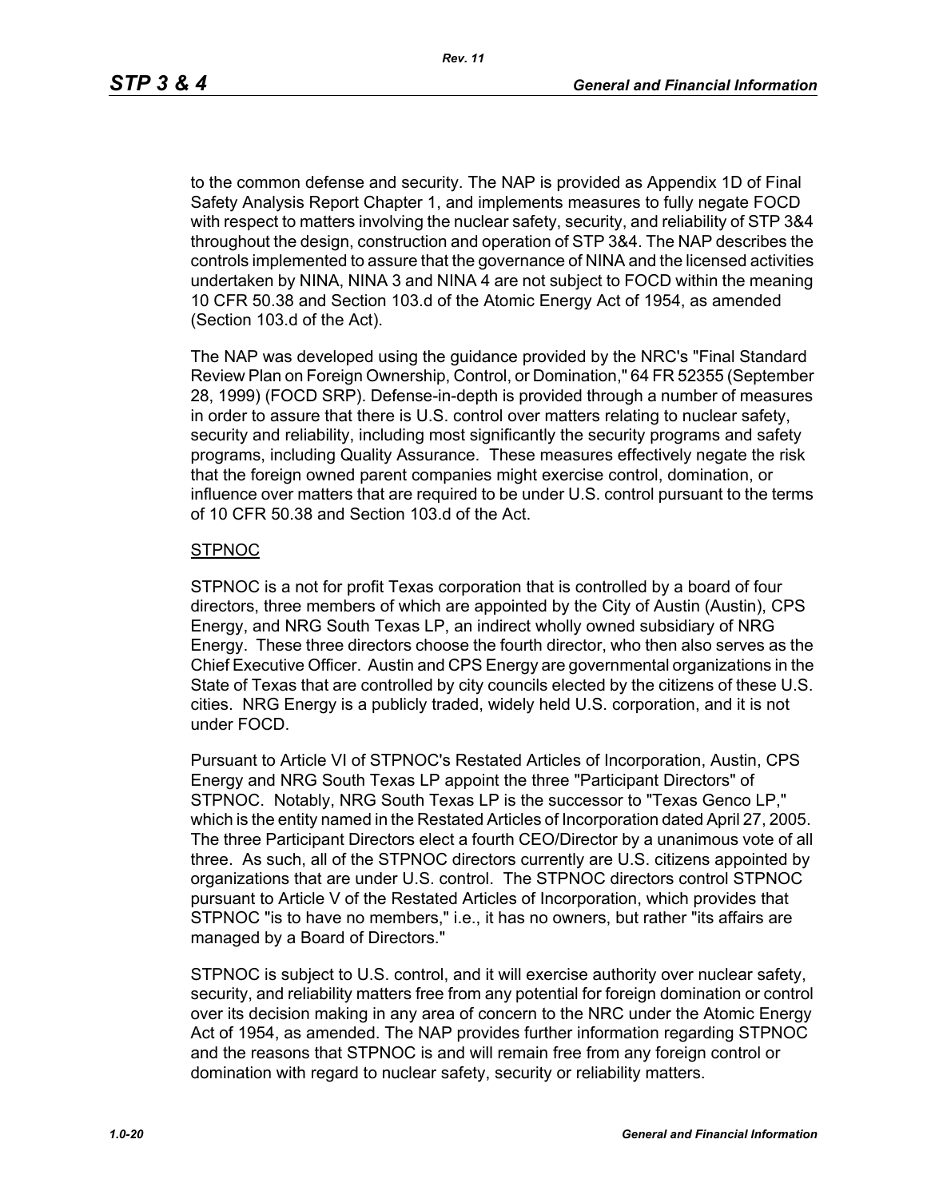to the common defense and security. The NAP is provided as Appendix 1D of Final Safety Analysis Report Chapter 1, and implements measures to fully negate FOCD with respect to matters involving the nuclear safety, security, and reliability of STP 3&4 throughout the design, construction and operation of STP 3&4. The NAP describes the controls implemented to assure that the governance of NINA and the licensed activities undertaken by NINA, NINA 3 and NINA 4 are not subject to FOCD within the meaning 10 CFR 50.38 and Section 103.d of the Atomic Energy Act of 1954, as amended (Section 103.d of the Act).

The NAP was developed using the guidance provided by the NRC's "Final Standard Review Plan on Foreign Ownership, Control, or Domination," 64 FR 52355 (September 28, 1999) (FOCD SRP). Defense-in-depth is provided through a number of measures in order to assure that there is U.S. control over matters relating to nuclear safety, security and reliability, including most significantly the security programs and safety programs, including Quality Assurance. These measures effectively negate the risk that the foreign owned parent companies might exercise control, domination, or influence over matters that are required to be under U.S. control pursuant to the terms of 10 CFR 50.38 and Section 103.d of the Act.

STPNOC

STPNOC is a not for profit Texas corporation that is controlled by a board of four directors, three members of which are appointed by the City of Austin (Austin), CPS Energy, and NRG South Texas LP, an indirect wholly owned subsidiary of NRG Energy. These three directors choose the fourth director, who then also serves as the Chief Executive Officer. Austin and CPS Energy are governmental organizations in the State of Texas that are controlled by city councils elected by the citizens of these U.S. cities. NRG Energy is a publicly traded, widely held U.S. corporation, and it is not under FOCD.

Pursuant to Article VI of STPNOC's Restated Articles of Incorporation, Austin, CPS Energy and NRG South Texas LP appoint the three "Participant Directors" of STPNOC. Notably, NRG South Texas LP is the successor to "Texas Genco LP," which is the entity named in the Restated Articles of Incorporation dated April 27, 2005. The three Participant Directors elect a fourth CEO/Director by a unanimous vote of all three. As such, all of the STPNOC directors currently are U.S. citizens appointed by organizations that are under U.S. control. The STPNOC directors control STPNOC pursuant to Article V of the Restated Articles of Incorporation, which provides that STPNOC "is to have no members," i.e., it has no owners, but rather "its affairs are managed by a Board of Directors."

STPNOC is subject to U.S. control, and it will exercise authority over nuclear safety, security, and reliability matters free from any potential for foreign domination or control over its decision making in any area of concern to the NRC under the Atomic Energy Act of 1954, as amended. The NAP provides further information regarding STPNOC and the reasons that STPNOC is and will remain free from any foreign control or domination with regard to nuclear safety, security or reliability matters.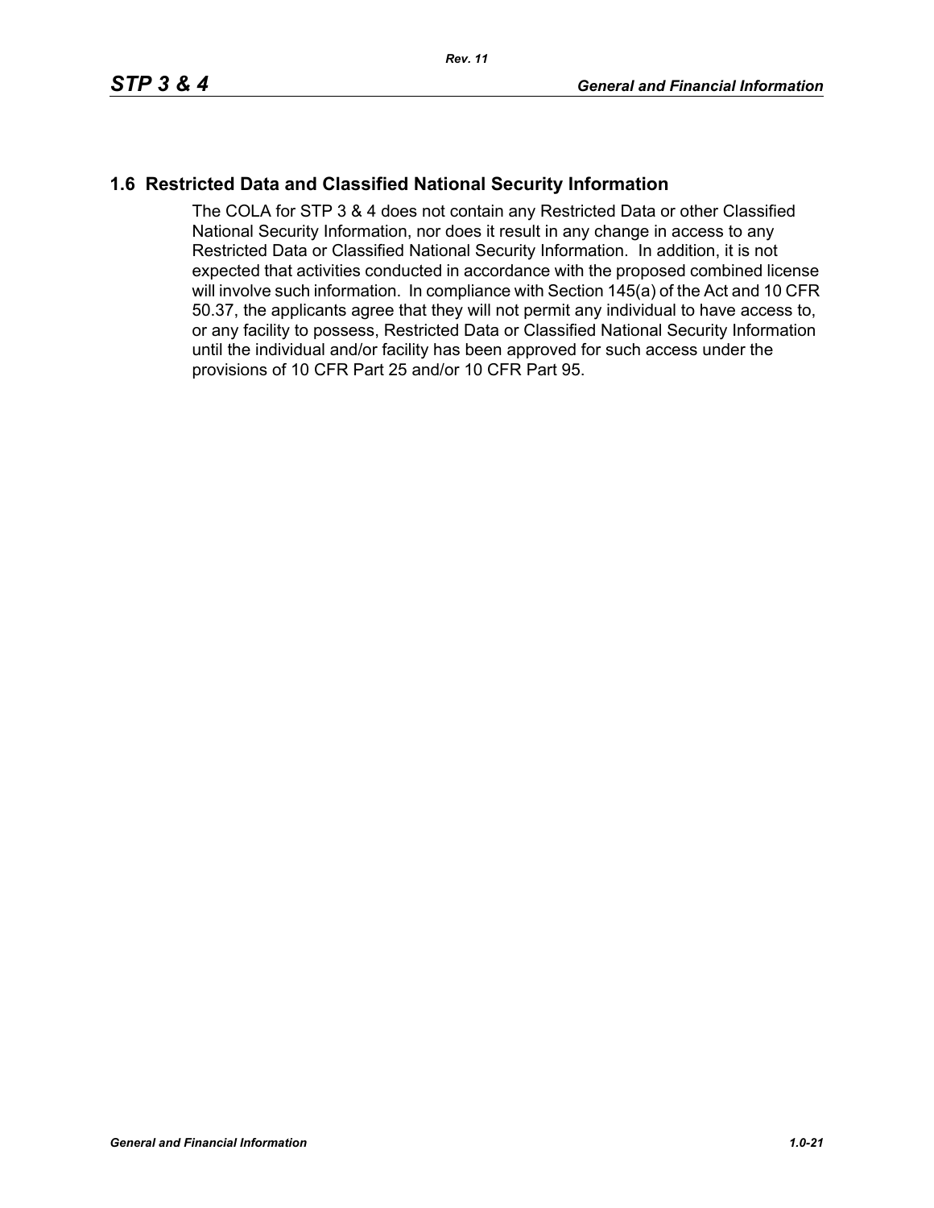## 1.6 Restricted Data and Classified National Security Information

The COLA for STP 3 & 4 does not contain any Restricted Data or other Classified National Security Information, nor does it result in any change in access to any Restricted Data or Classified National Security Information. In addition, it is not expected that activities conducted in accordance with the proposed combined license will involve such information. In compliance with Section 145(a) of the Act and 10 CFR 50.37, the applicants agree that they will not permit any individual to have access to, or any facility to possess, Restricted Data or Classified National Security Information until the individual and/or facility has been approved for such access under the provisions of 10 CFR Part 25 and/or 10 CFR Part 95.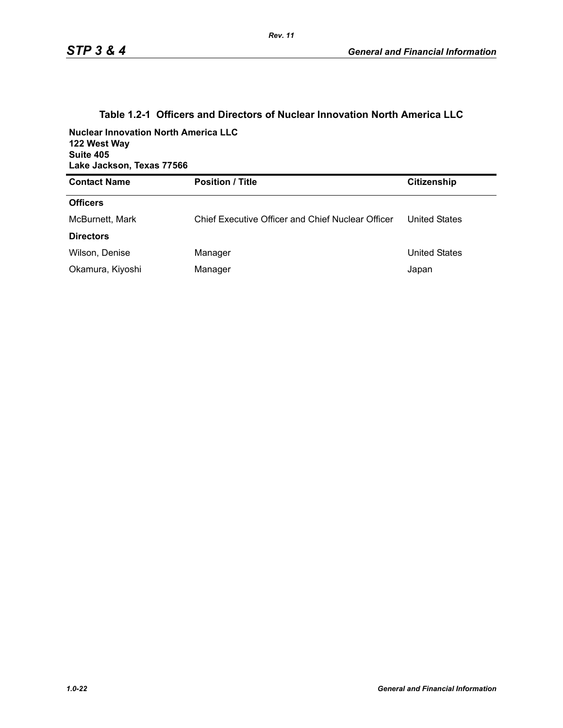### Table 1.2-1 Officers and Directors of Nuclear Innovation North America LLC

**Nuclear Innovation North America LLC**
**122 West Way**
**Suite 405**
**Lake Jackson, Texas 77566**

| Contact Name | Position / Title | Citizenship |
|---|---|---|
| **Officers** | | |
| McBurnett, Mark | Chief Executive Officer and Chief Nuclear Officer | United States |
| **Directors** | | |
| Wilson, Denise | Manager | United States |
| Okamura, Kiyoshi | Manager | Japan |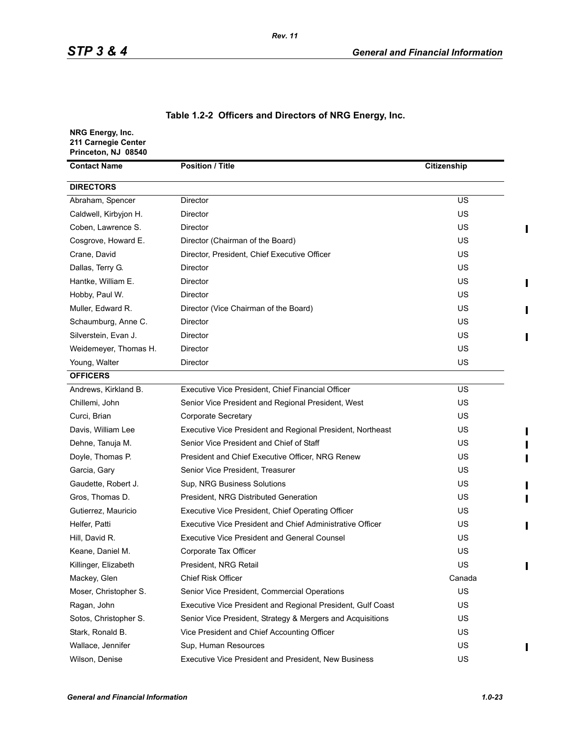**Table 1.2-2 Officers and Directors of NRG Energy, Inc.**

**NRG Energy, Inc.**
**211 Carnegie Center**
**Princeton, NJ 08540**

| Contact Name | Position / Title | Citizenship |
|---|---|---|
| **DIRECTORS** | | |
| Abraham, Spencer | Director | US |
| Caldwell, Kirbyjon H. | Director | US |
| Coben, Lawrence S. | Director | US |
| Cosgrove, Howard E. | Director (Chairman of the Board) | US |
| Crane, David | Director, President, Chief Executive Officer | US |
| Dallas, Terry G. | Director | US |
| Hantke, William E. | Director | US |
| Hobby, Paul W. | Director | US |
| Muller, Edward R. | Director (Vice Chairman of the Board) | US |
| Schaumburg, Anne C. | Director | US |
| Silverstein, Evan J. | Director | US |
| Weidemeyer, Thomas H. | Director | US |
| Young, Walter | Director | US |
| **OFFICERS** | | |
| Andrews, Kirkland B. | Executive Vice President, Chief Financial Officer | US |
| Chillemi, John | Senior Vice President and Regional President, West | US |
| Curci, Brian | Corporate Secretary | US |
| Davis, William Lee | Executive Vice President and Regional President, Northeast | US |
| Dehne, Tanuja M. | Senior Vice President and Chief of Staff | US |
| Doyle, Thomas P. | President and Chief Executive Officer, NRG Renew | US |
| Garcia, Gary | Senior Vice President, Treasurer | US |
| Gaudette, Robert J. | Sup, NRG Business Solutions | US |
| Gros, Thomas D. | President, NRG Distributed Generation | US |
| Gutierrez, Mauricio | Executive Vice President, Chief Operating Officer | US |
| Helfer, Patti | Executive Vice President and Chief Administrative Officer | US |
| Hill, David R. | Executive Vice President and General Counsel | US |
| Keane, Daniel M. | Corporate Tax Officer | US |
| Killinger, Elizabeth | President, NRG Retail | US |
| Mackey, Glen | Chief Risk Officer | Canada |
| Moser, Christopher S. | Senior Vice President, Commercial Operations | US |
| Ragan, John | Executive Vice President and Regional President, Gulf Coast | US |
| Sotos, Christopher S. | Senior Vice President, Strategy & Mergers and Acquisitions | US |
| Stark, Ronald B. | Vice President and Chief Accounting Officer | US |
| Wallace, Jennifer | Sup, Human Resources | US |
| Wilson, Denise | Executive Vice President and President, New Business | US |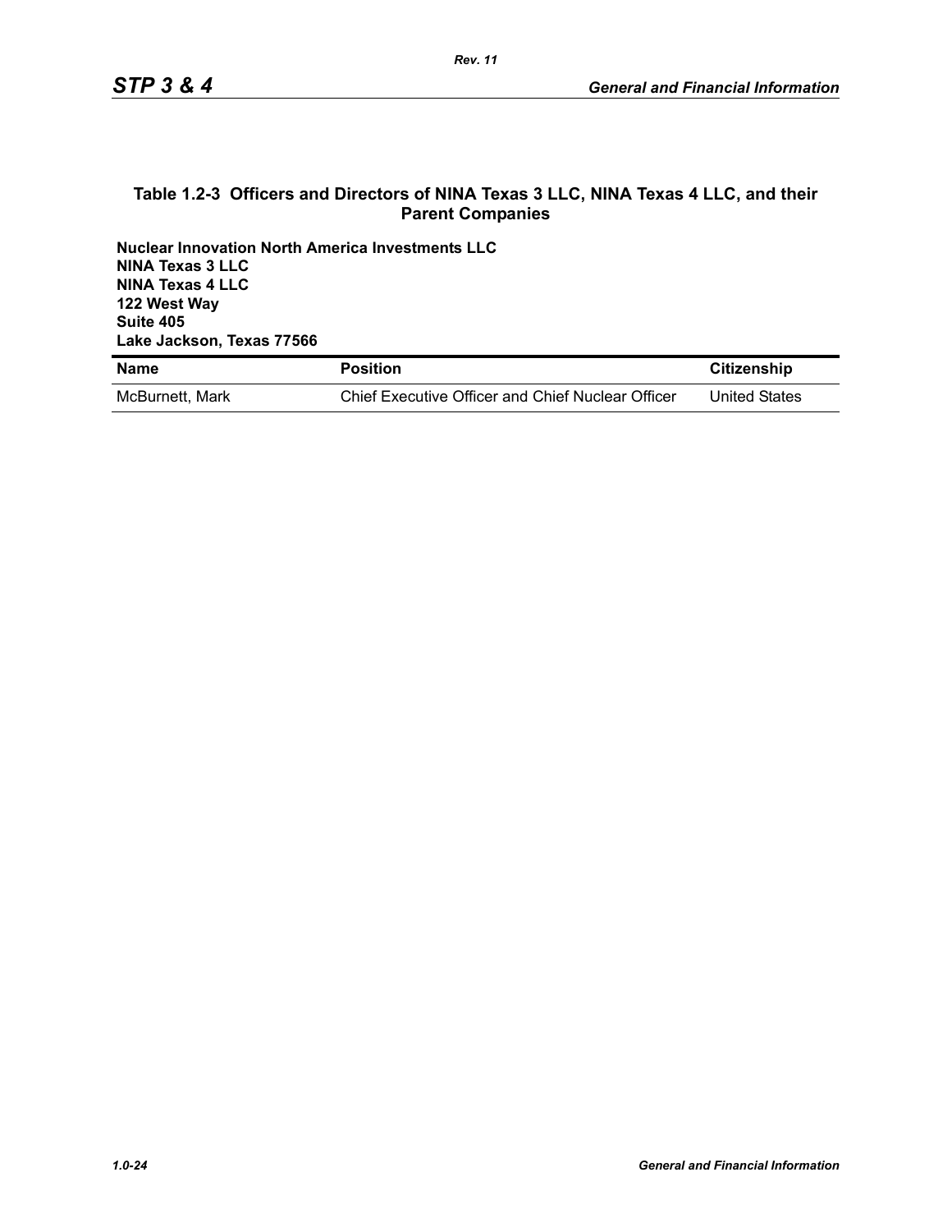### Table 1.2-3 Officers and Directors of NINA Texas 3 LLC, NINA Texas 4 LLC, and their Parent Companies

**Nuclear Innovation North America Investments LLC**
**NINA Texas 3 LLC**
**NINA Texas 4 LLC**
**122 West Way**
**Suite 405**
**Lake Jackson, Texas 77566**

| Name | Position | Citizenship |
|---|---|---|
| McBurnett, Mark | Chief Executive Officer and Chief Nuclear Officer | United States |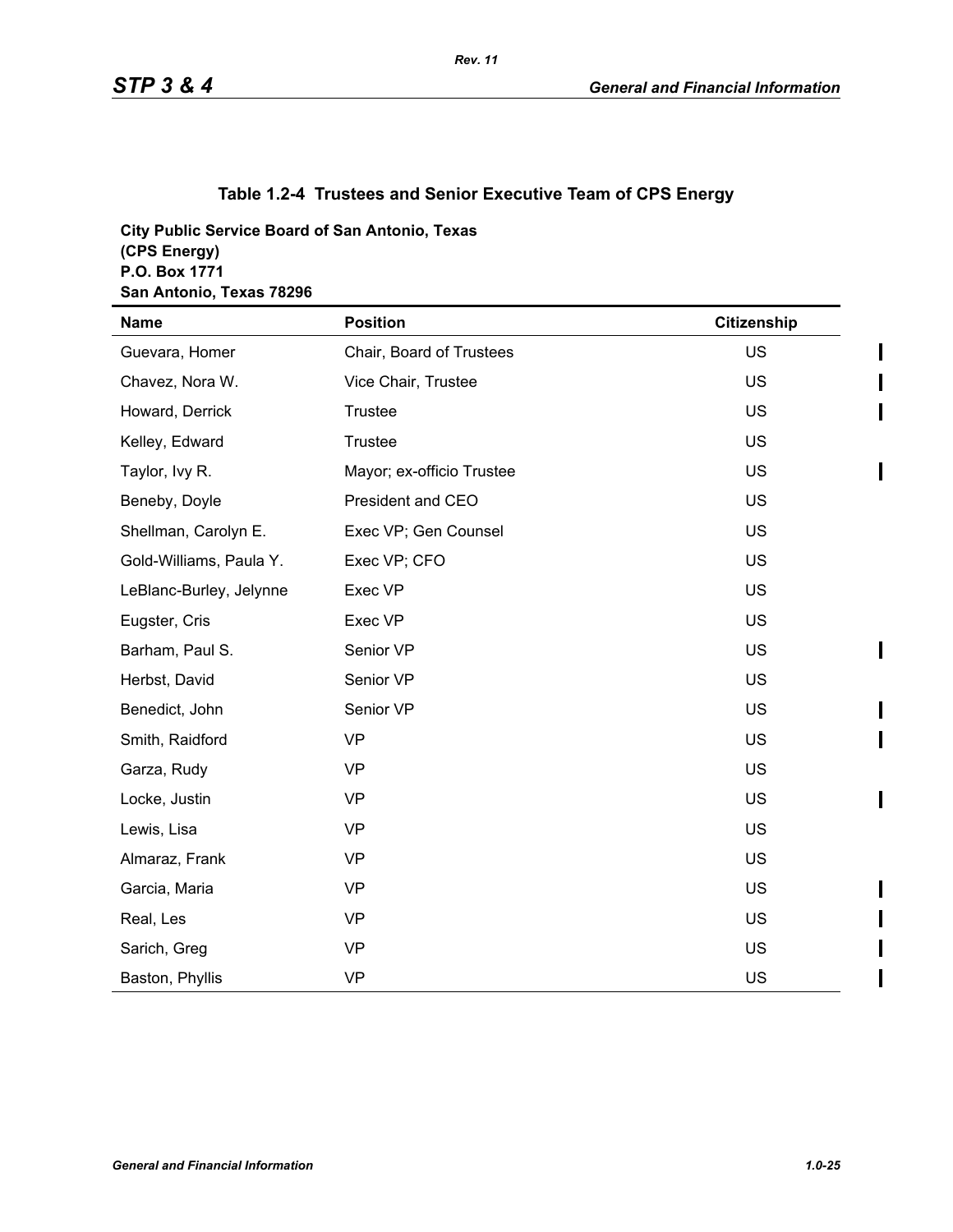### Table 1.2-4 Trustees and Senior Executive Team of CPS Energy

**City Public Service Board of San Antonio, Texas**
**(CPS Energy)**
**P.O. Box 1771**
**San Antonio, Texas 78296**

| Name | Position | Citizenship |
|---|---|---|
| Guevara, Homer | Chair, Board of Trustees | US |
| Chavez, Nora W. | Vice Chair, Trustee | US |
| Howard, Derrick | Trustee | US |
| Kelley, Edward | Trustee | US |
| Taylor, Ivy R. | Mayor; ex-officio Trustee | US |
| Beneby, Doyle | President and CEO | US |
| Shellman, Carolyn E. | Exec VP; Gen Counsel | US |
| Gold-Williams, Paula Y. | Exec VP; CFO | US |
| LeBlanc-Burley, Jelynne | Exec VP | US |
| Eugster, Cris | Exec VP | US |
| Barham, Paul S. | Senior VP | US |
| Herbst, David | Senior VP | US |
| Benedict, John | Senior VP | US |
| Smith, Raidford | VP | US |
| Garza, Rudy | VP | US |
| Locke, Justin | VP | US |
| Lewis, Lisa | VP | US |
| Almaraz, Frank | VP | US |
| Garcia, Maria | VP | US |
| Real, Les | VP | US |
| Sarich, Greg | VP | US |
| Baston, Phyllis | VP | US |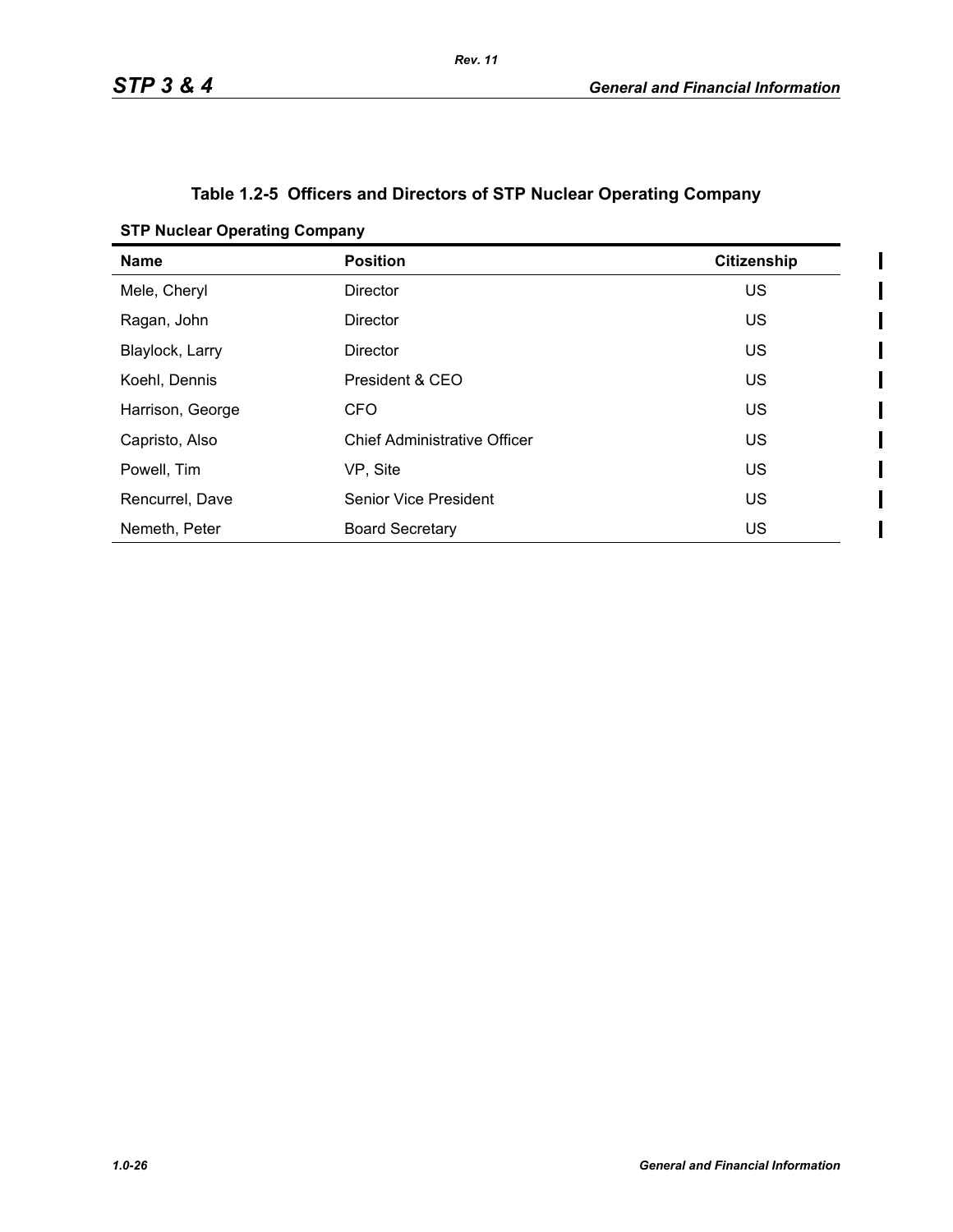### Table 1.2-5 Officers and Directors of STP Nuclear Operating Company

**STP Nuclear Operating Company**

| Name | Position | Citizenship |
|---|---|---|
| Mele, Cheryl | Director | US |
| Ragan, John | Director | US |
| Blaylock, Larry | Director | US |
| Koehl, Dennis | President & CEO | US |
| Harrison, George | CFO | US |
| Capristo, Also | Chief Administrative Officer | US |
| Powell, Tim | VP, Site | US |
| Rencurrel, Dave | Senior Vice President | US |
| Nemeth, Peter | Board Secretary | US |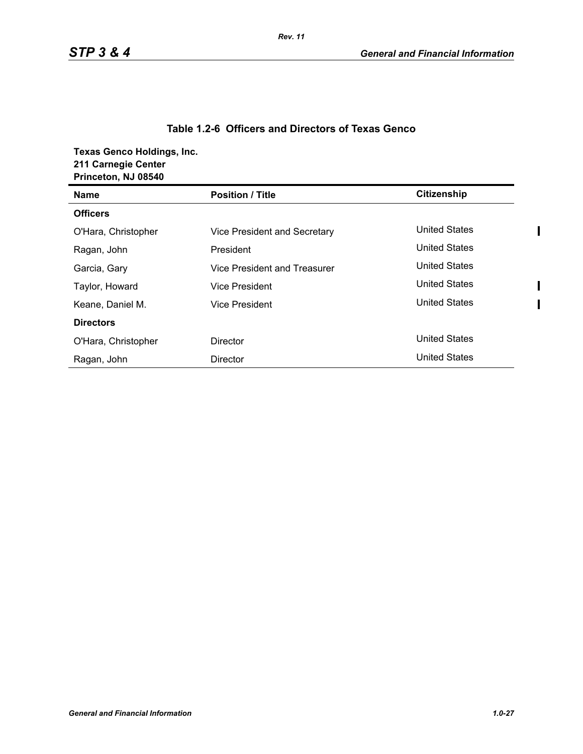### Table 1.2-6 Officers and Directors of Texas Genco

**Texas Genco Holdings, Inc.**
**211 Carnegie Center**
**Princeton, NJ 08540**

| Name | Position / Title | Citizenship |
|---|---|---|
| **Officers** | | |
| O'Hara, Christopher | Vice President and Secretary | United States |
| Ragan, John | President | United States |
| Garcia, Gary | Vice President and Treasurer | United States |
| Taylor, Howard | Vice President | United States |
| Keane, Daniel M. | Vice President | United States |
| **Directors** | | |
| O'Hara, Christopher | Director | United States |
| Ragan, John | Director | United States |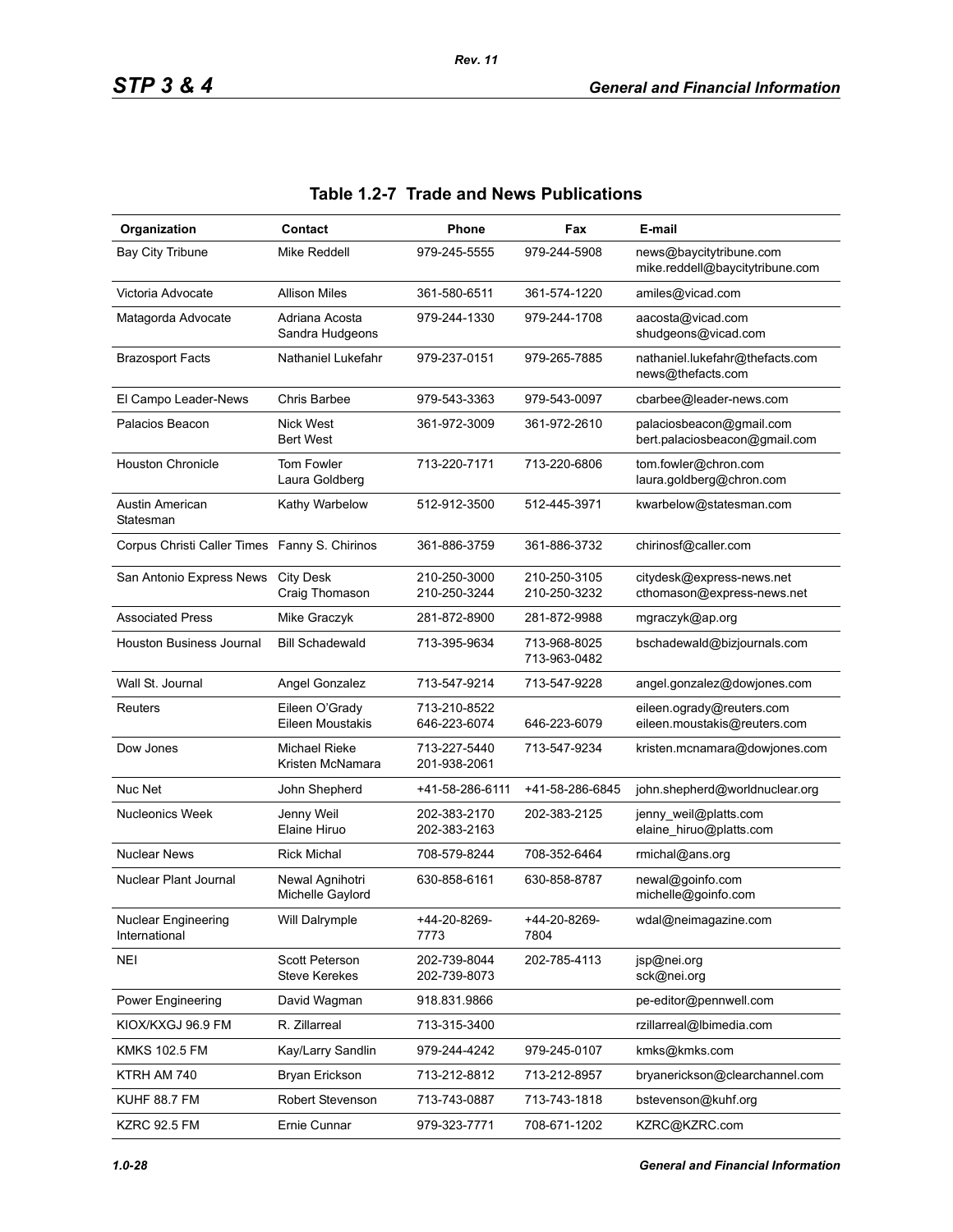## Table 1.2-7 Trade and News Publications

| Organization | Contact | Phone | Fax | E-mail |
|---|---|---|---|---|
| Bay City Tribune | Mike Reddell | 979-245-5555 | 979-244-5908 | news@baycitytribune.com<br>mike.reddell@baycitytribune.com |
| Victoria Advocate | Allison Miles | 361-580-6511 | 361-574-1220 | amiles@vicad.com |
| Matagorda Advocate | Adriana Acosta<br>Sandra Hudgeons | 979-244-1330 | 979-244-1708 | aacosta@vicad.com<br>shudgeons@vicad.com |
| Brazosport Facts | Nathaniel Lukefahr | 979-237-0151 | 979-265-7885 | nathaniel.lukefahr@thefacts.com<br>news@thefacts.com |
| El Campo Leader-News | Chris Barbee | 979-543-3363 | 979-543-0097 | cbarbee@leader-news.com |
| Palacios Beacon | Nick West<br>Bert West | 361-972-3009 | 361-972-2610 | palaciosbeacon@gmail.com<br>bert.palaciosbeacon@gmail.com |
| Houston Chronicle | Tom Fowler<br>Laura Goldberg | 713-220-7171 | 713-220-6806 | tom.fowler@chron.com<br>laura.goldberg@chron.com |
| Austin American Statesman | Kathy Warbelow | 512-912-3500 | 512-445-3971 | kwarbelow@statesman.com |
| Corpus Christi Caller Times | Fanny S. Chirinos | 361-886-3759 | 361-886-3732 | chirinosf@caller.com |
| San Antonio Express News | City Desk<br>Craig Thomason | 210-250-3000<br>210-250-3244 | 210-250-3105<br>210-250-3232 | citydesk@express-news.net<br>cthomason@express-news.net |
| Associated Press | Mike Graczyk | 281-872-8900 | 281-872-9988 | mgraczyk@ap.org |
| Houston Business Journal | Bill Schadewald | 713-395-9634 | 713-968-8025<br>713-963-0482 | bschadewald@bizjournals.com |
| Wall St. Journal | Angel Gonzalez | 713-547-9214 | 713-547-9228 | angel.gonzalez@dowjones.com |
| Reuters | Eileen O'Grady<br>Eileen Moustakis | 713-210-8522<br>646-223-6074 | <br>646-223-6079 | eileen.ogrady@reuters.com<br>eileen.moustakis@reuters.com |
| Dow Jones | Michael Rieke<br>Kristen McNamara | 713-227-5440<br>201-938-2061 | 713-547-9234 | kristen.mcnamara@dowjones.com |
| Nuc Net | John Shepherd | +41-58-286-6111 | +41-58-286-6845 | john.shepherd@worldnuclear.org |
| Nucleonics Week | Jenny Weil<br>Elaine Hiruo | 202-383-2170<br>202-383-2163 | 202-383-2125 | jenny_weil@platts.com<br>elaine_hiruo@platts.com |
| Nuclear News | Rick Michal | 708-579-8244 | 708-352-6464 | rmichal@ans.org |
| Nuclear Plant Journal | Newal Agnihotri<br>Michelle Gaylord | 630-858-6161 | 630-858-8787 | newal@goinfo.com<br>michelle@goinfo.com |
| Nuclear Engineering International | Will Dalrymple | +44-20-8269-7773 | +44-20-8269-7804 | wdal@neimagazine.com |
| NEI | Scott Peterson<br>Steve Kerekes | 202-739-8044<br>202-739-8073 | 202-785-4113 | jsp@nei.org<br>sck@nei.org |
| Power Engineering | David Wagman | 918.831.9866 | | pe-editor@pennwell.com |
| KIOX/KXGJ 96.9 FM | R. Zillarreal | 713-315-3400 | | rzillarreal@lbimedia.com |
| KMKS 102.5 FM | Kay/Larry Sandlin | 979-244-4242 | 979-245-0107 | kmks@kmks.com |
| KTRH AM 740 | Bryan Erickson | 713-212-8812 | 713-212-8957 | bryanerickson@clearchannel.com |
| KUHF 88.7 FM | Robert Stevenson | 713-743-0887 | 713-743-1818 | bstevenson@kuhf.org |
| KZRC 92.5 FM | Ernie Cunnar | 979-323-7771 | 708-671-1202 | KZRC@KZRC.com |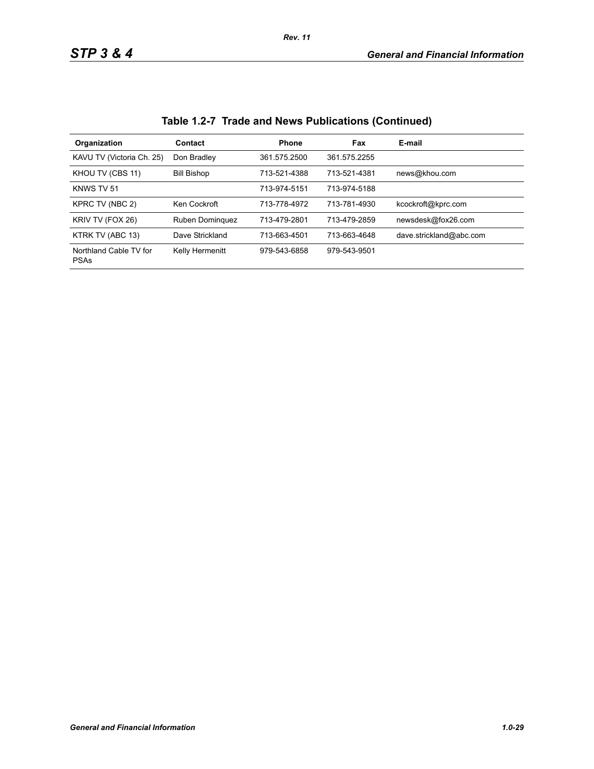## Table 1.2-7 Trade and News Publications (Continued)

| Organization | Contact | Phone | Fax | E-mail |
|---|---|---|---|---|
| KAVU TV (Victoria Ch. 25) | Don Bradley | 361.575.2500 | 361.575.2255 | |
| KHOU TV (CBS 11) | Bill Bishop | 713-521-4388 | 713-521-4381 | news@khou.com |
| KNWS TV 51 | | 713-974-5151 | 713-974-5188 | |
| KPRC TV (NBC 2) | Ken Cockroft | 713-778-4972 | 713-781-4930 | kcockroft@kprc.com |
| KRIV TV (FOX 26) | Ruben Dominquez | 713-479-2801 | 713-479-2859 | newsdesk@fox26.com |
| KTRK TV (ABC 13) | Dave Strickland | 713-663-4501 | 713-663-4648 | dave.strickland@abc.com |
| Northland Cable TV for PSAs | Kelly Hermenitt | 979-543-6858 | 979-543-9501 | |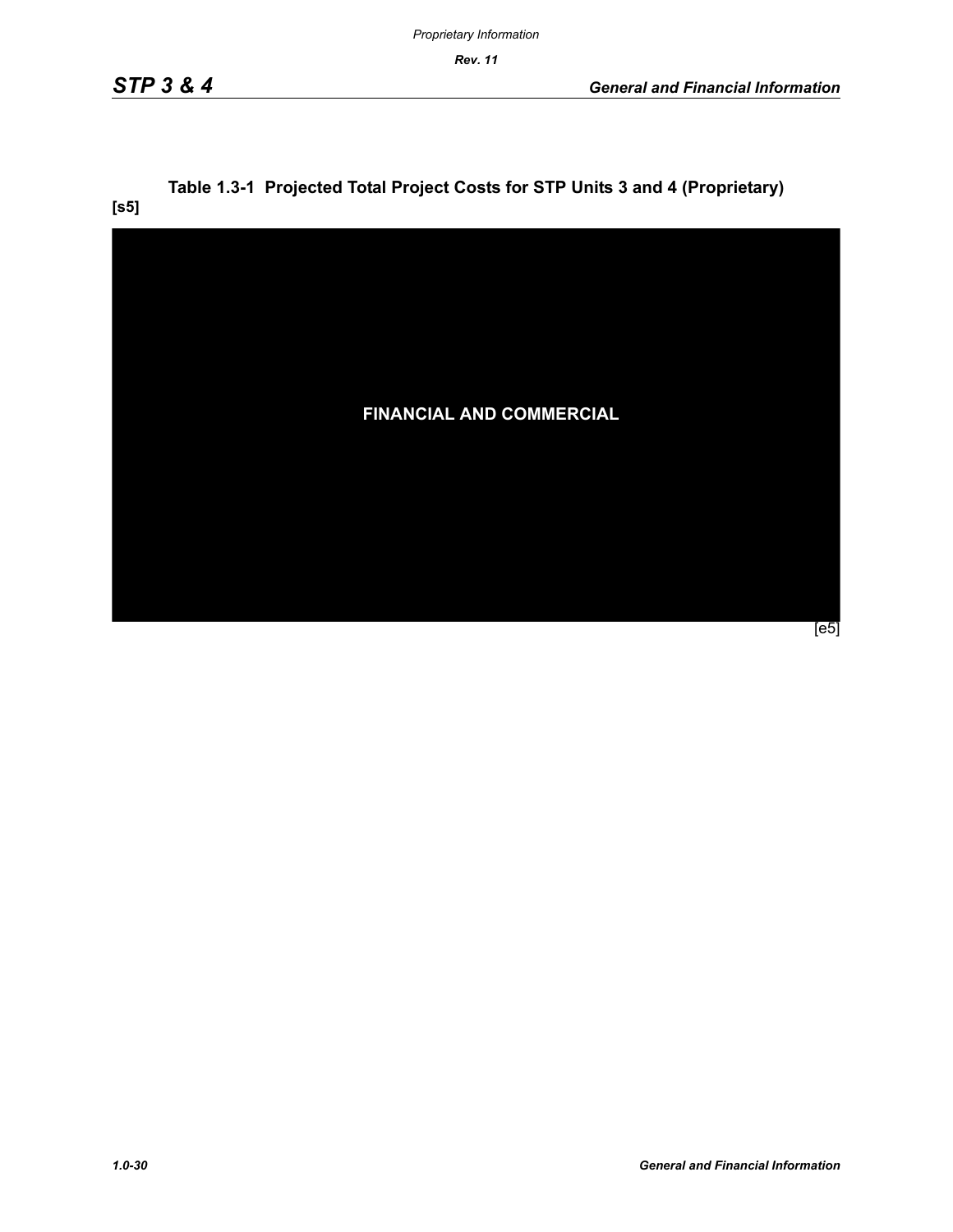**Table 1.3-1 Projected Total Project Costs for STP Units 3 and 4 (Proprietary)**

**[s5]**

**FINANCIAL AND COMMERCIAL**

[e5]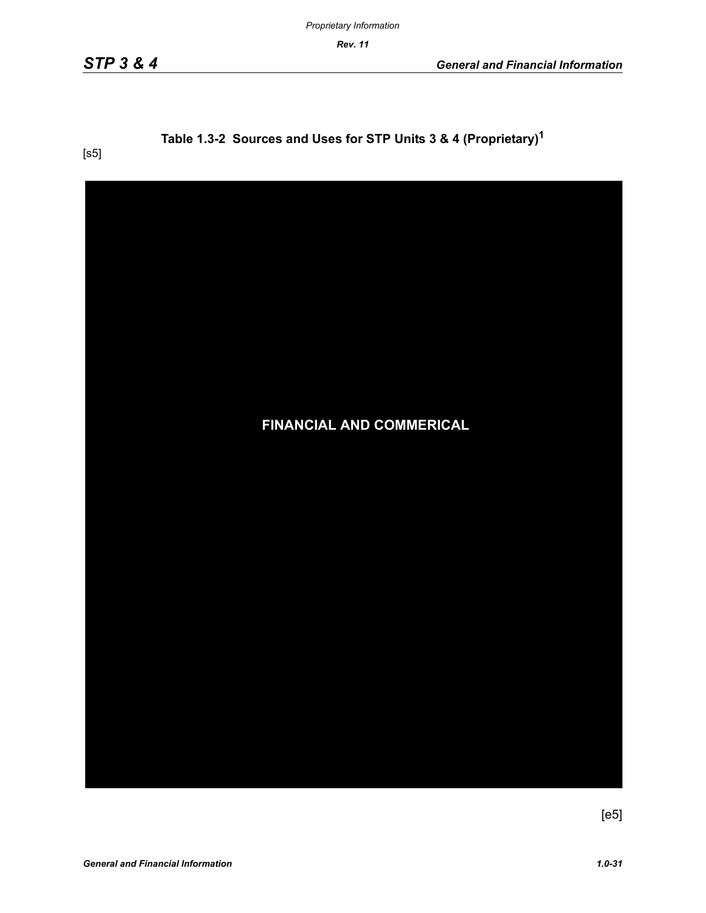### Table 1.3-2 Sources and Uses for STP Units 3 & 4 (Proprietary)[1]

[s5]

FINANCIAL AND COMMERICAL

[e5]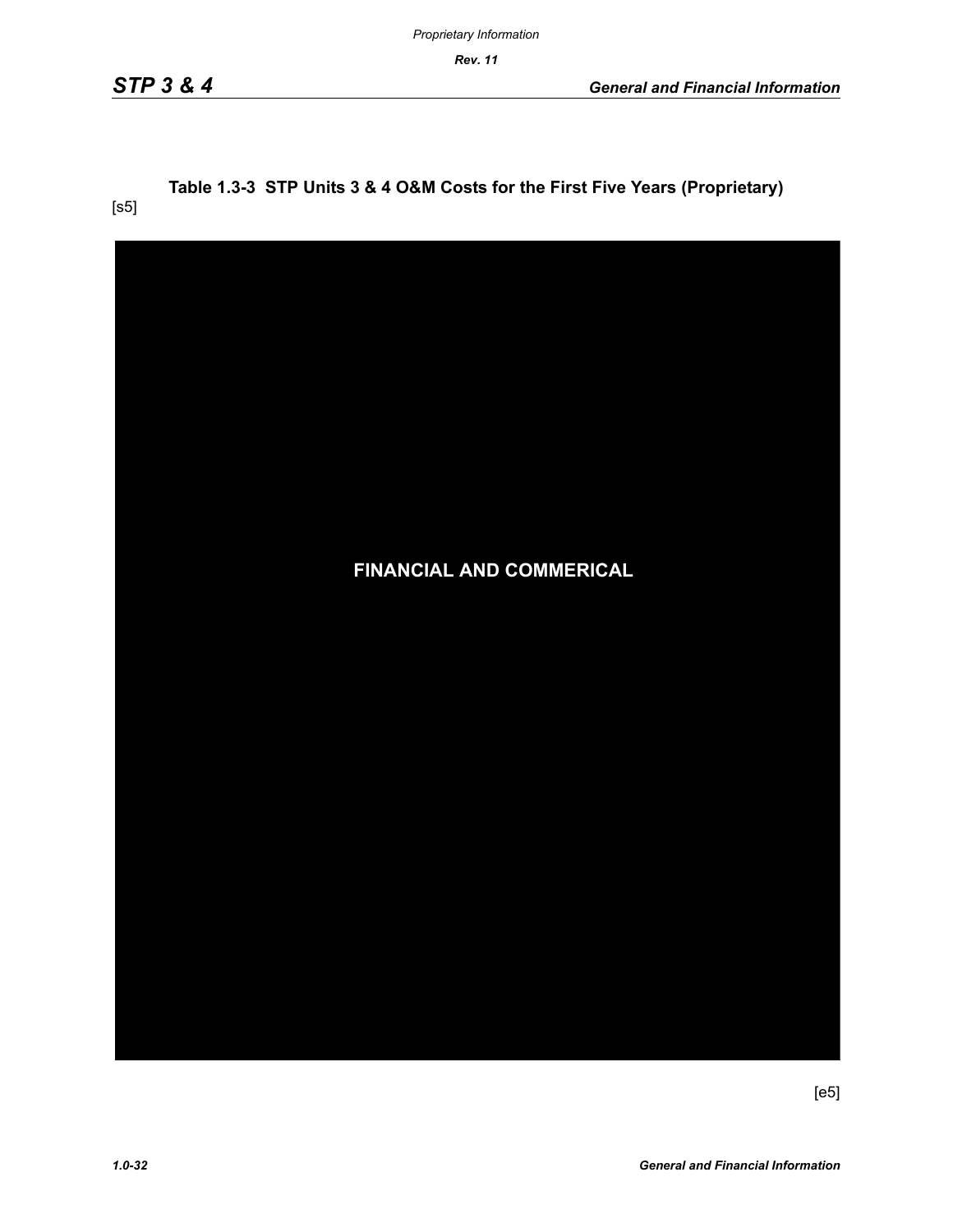### Table 1.3-3 STP Units 3 & 4 O&M Costs for the First Five Years (Proprietary)

[s5]

FINANCIAL AND COMMERICAL

[e5]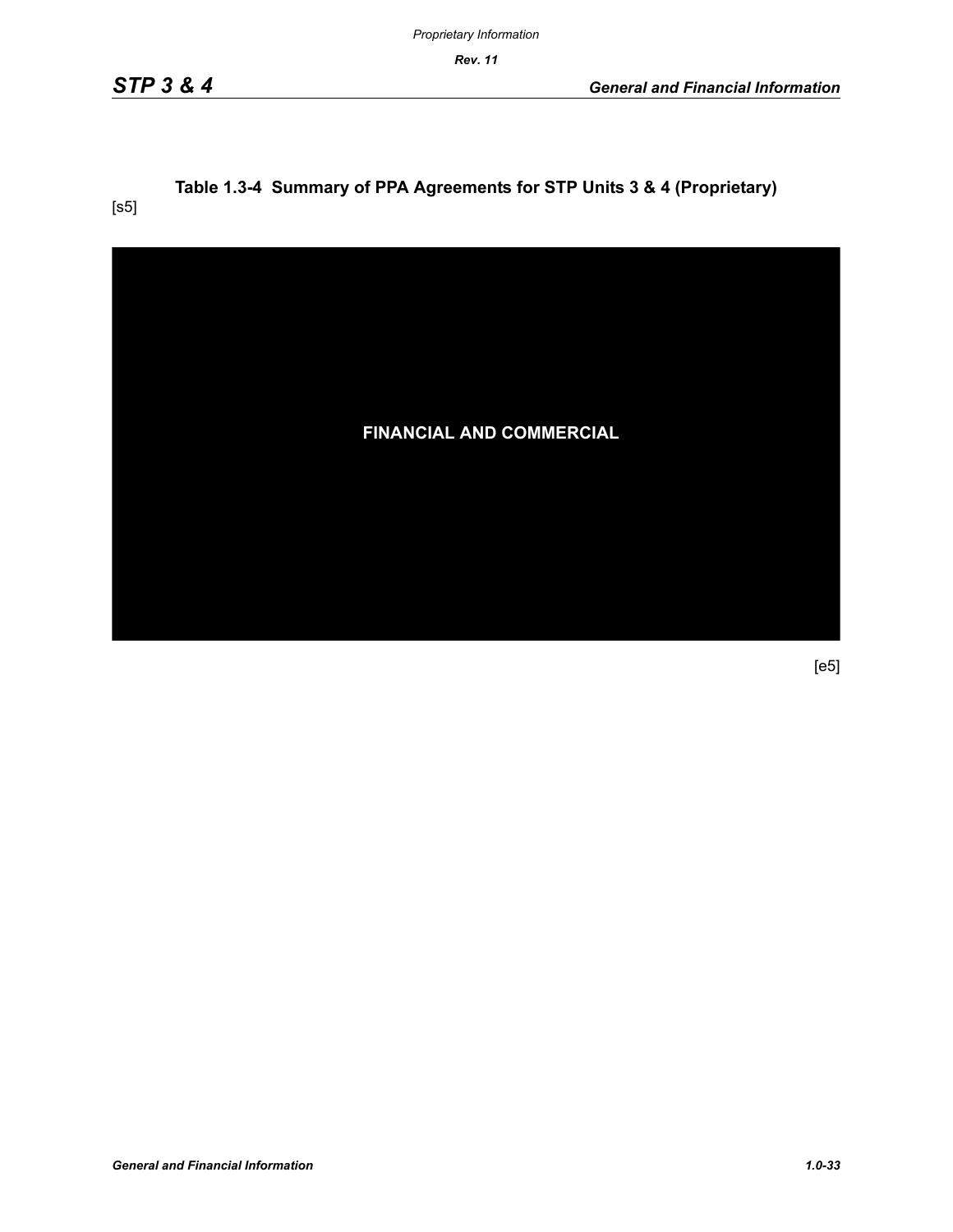**Table 1.3-4 Summary of PPA Agreements for STP Units 3 & 4 (Proprietary)**

[s5]

FINANCIAL AND COMMERCIAL

[e5]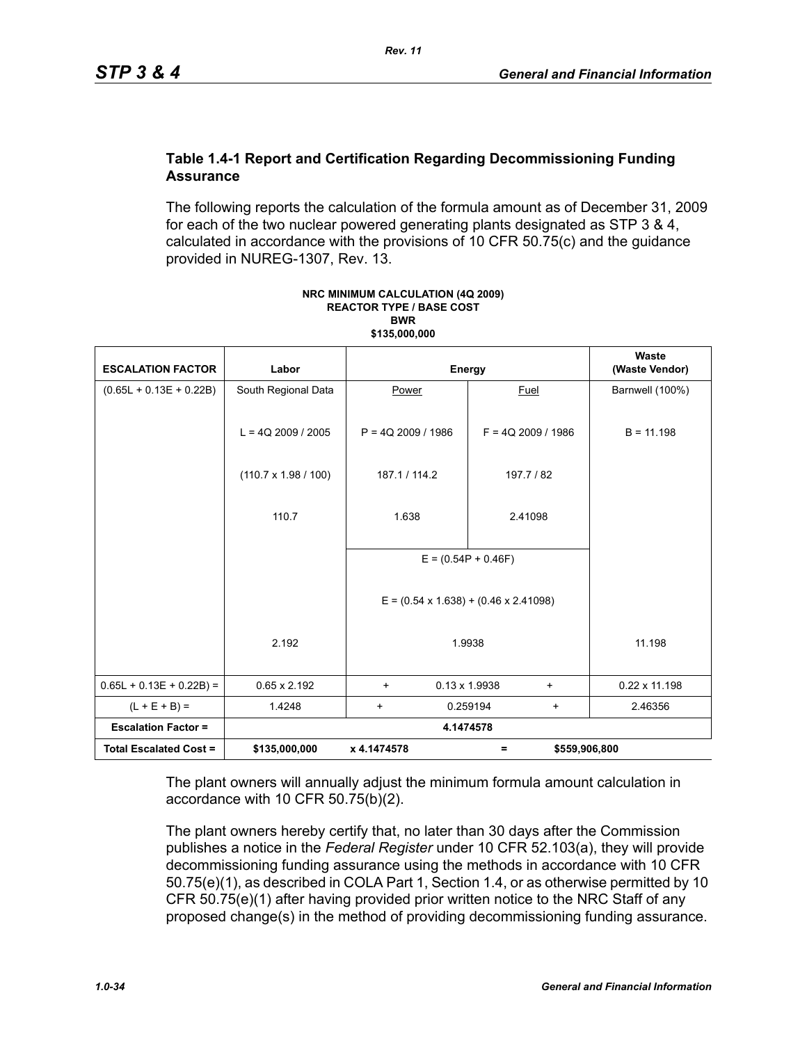### Table 1.4-1 Report and Certification Regarding Decommissioning Funding Assurance

The following reports the calculation of the formula amount as of December 31, 2009 for each of the two nuclear powered generating plants designated as STP 3 & 4, calculated in accordance with the provisions of 10 CFR 50.75(c) and the guidance provided in NUREG-1307, Rev. 13.

**NRC MINIMUM CALCULATION (4Q 2009)**
**REACTOR TYPE / BASE COST**
**BWR**
**$135,000,000**

| ESCALATION FACTOR | Labor | Energy | | Waste (Waste Vendor) |
|---|---|---|---|---|
| (0.65L + 0.13E + 0.22B) | South Regional Data | Power | Fuel | Barnwell (100%) |
| | L = 4Q 2009 / 2005 | P = 4Q 2009 / 1986 | F = 4Q 2009 / 1986 | B = 11.198 |
| | (110.7 x 1.98 / 100) | 187.1 / 114.2 | 197.7 / 82 | |
| | 110.7 | 1.638 | 2.41098 | |
| | | E = (0.54P + 0.46F) | | |
| | | E = (0.54 x 1.638) + (0.46 x 2.41098) | | |
| | 2.192 | 1.9938 | | 11.198 |
| 0.65L + 0.13E + 0.22B) = | 0.65 x 2.192 | + 0.13 x 1.9938 + | | 0.22 x 11.198 |
| (L + E + B) = | 1.4248 | + 0.259194 + | | 2.46356 |
| **Escalation Factor =** | **4.1474578** | | | |
| **Total Escalated Cost =** | **$135,000,000** | **x 4.1474578** | **=** | **$559,906,800** |

The plant owners will annually adjust the minimum formula amount calculation in accordance with 10 CFR 50.75(b)(2).

The plant owners hereby certify that, no later than 30 days after the Commission publishes a notice in the *Federal Register* under 10 CFR 52.103(a), they will provide decommissioning funding assurance using the methods in accordance with 10 CFR 50.75(e)(1), as described in COLA Part 1, Section 1.4, or as otherwise permitted by 10 CFR 50.75(e)(1) after having provided prior written notice to the NRC Staff of any proposed change(s) in the method of providing decommissioning funding assurance.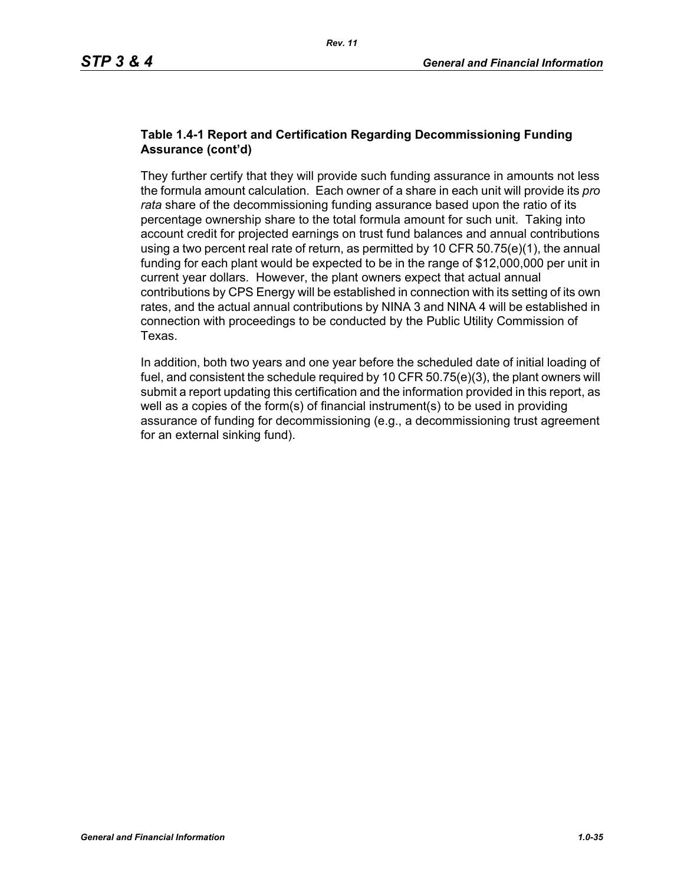**Table 1.4-1 Report and Certification Regarding Decommissioning Funding Assurance (cont'd)**

They further certify that they will provide such funding assurance in amounts not less the formula amount calculation. Each owner of a share in each unit will provide its *pro rata* share of the decommissioning funding assurance based upon the ratio of its percentage ownership share to the total formula amount for such unit. Taking into account credit for projected earnings on trust fund balances and annual contributions using a two percent real rate of return, as permitted by 10 CFR 50.75(e)(1), the annual funding for each plant would be expected to be in the range of $12,000,000 per unit in current year dollars. However, the plant owners expect that actual annual contributions by CPS Energy will be established in connection with its setting of its own rates, and the actual annual contributions by NINA 3 and NINA 4 will be established in connection with proceedings to be conducted by the Public Utility Commission of Texas.

In addition, both two years and one year before the scheduled date of initial loading of fuel, and consistent the schedule required by 10 CFR 50.75(e)(3), the plant owners will submit a report updating this certification and the information provided in this report, as well as a copies of the form(s) of financial instrument(s) to be used in providing assurance of funding for decommissioning (e.g., a decommissioning trust agreement for an external sinking fund).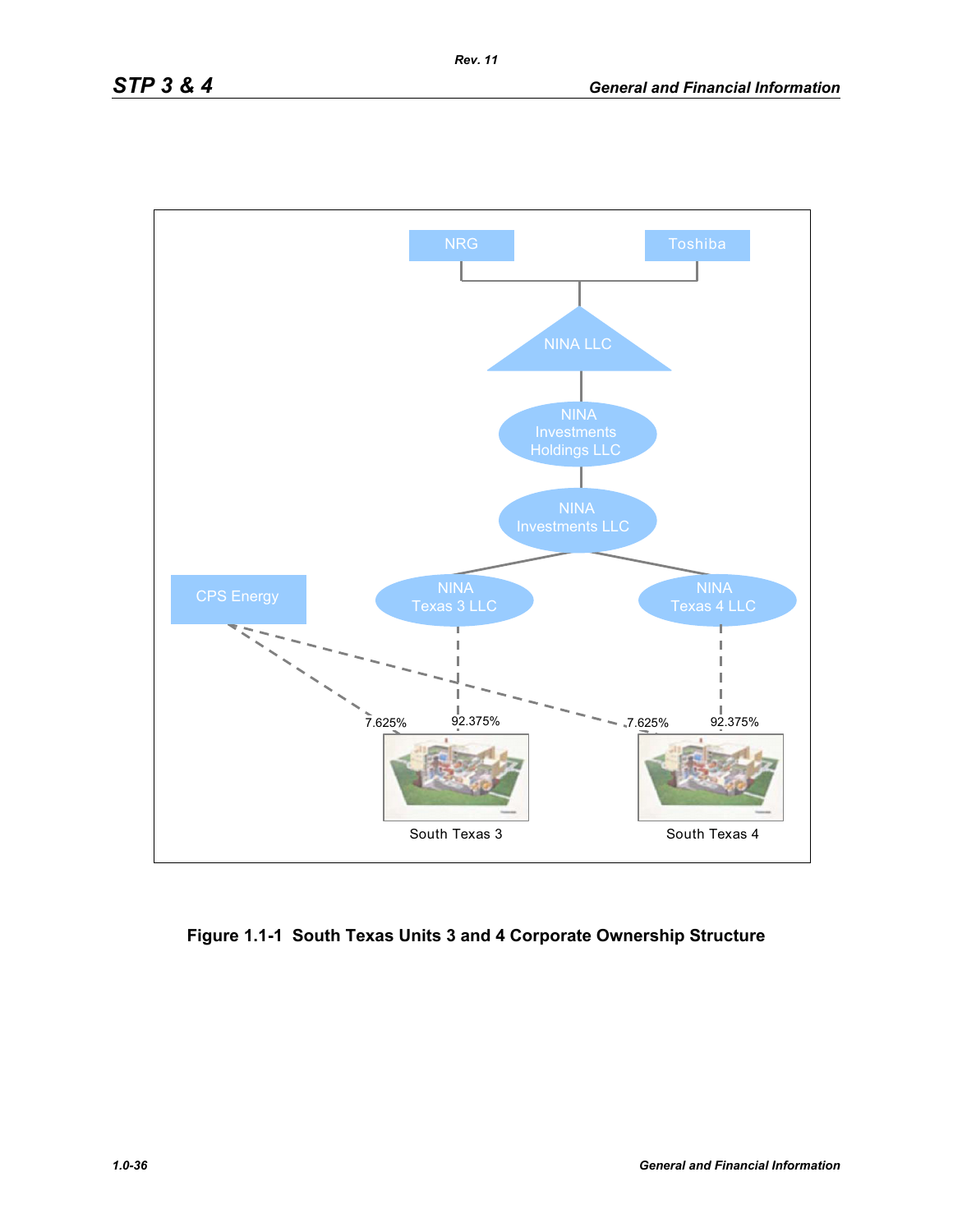NRG

Toshiba

NINA LLC

NINA Investments Holdings LLC

NINA Investments LLC

CPS Energy

NINA Texas 3 LLC

NINA Texas 4 LLC

7.625%

92.375%

7.625%

92.375%

South Texas 3

South Texas 4

**Figure 1.1-1 South Texas Units 3 and 4 Corporate Ownership Structure**